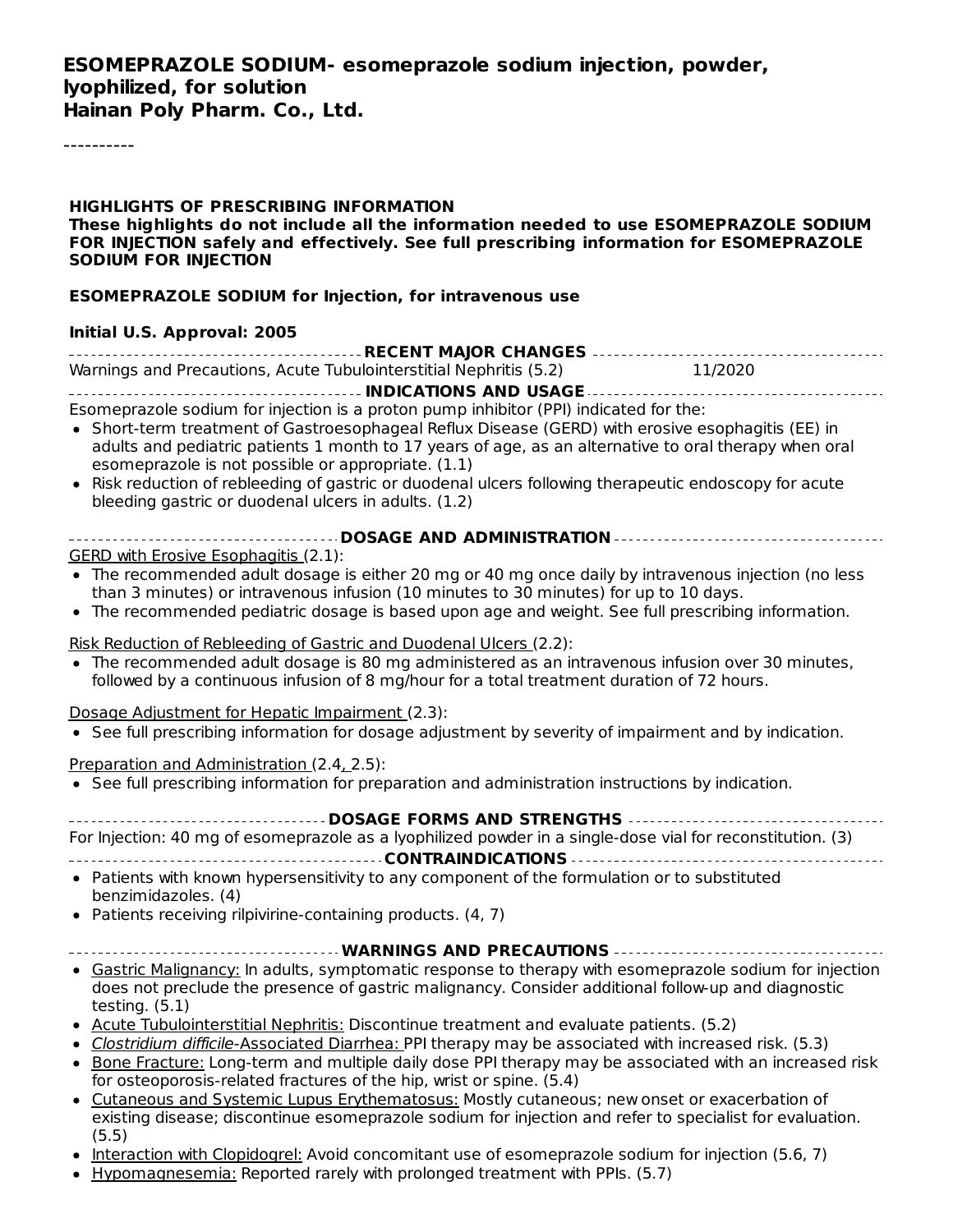# ESOMEPRAZOLE SODIUM- esomeprazole sodium injection, powder, lyophilized, for solution

**Hainan Poly Pharm. Co., Ltd.**

----------

**HIGHLIGHTS OF PRESCRIBING INFORMATION**

**These highlights do not include all the information needed to use ESOMEPRAZOLE SODIUM FOR INJECTION safely and effectively. See full prescribing information for ESOMEPRAZOLE SODIUM FOR INJECTION**

**ESOMEPRAZOLE SODIUM for Injection, for intravenous use**

**Initial U.S. Approval: 2005**

**RECENT MAJOR CHANGES**

Warnings and Precautions, Acute Tubulointerstitial Nephritis (5.2) 11/2020

**INDICATIONS AND USAGE**

Esomeprazole sodium for injection is a proton pump inhibitor (PPI) indicated for the:

- Short-term treatment of Gastroesophageal Reflux Disease (GERD) with erosive esophagitis (EE) in adults and pediatric patients 1 month to 17 years of age, as an alternative to oral therapy when oral esomeprazole is not possible or appropriate. (1.1)
- Risk reduction of rebleeding of gastric or duodenal ulcers following therapeutic endoscopy for acute bleeding gastric or duodenal ulcers in adults. (1.2)

**DOSAGE AND ADMINISTRATION**

GERD with Erosive Esophagitis (2.1):

- The recommended adult dosage is either 20 mg or 40 mg once daily by intravenous injection (no less than 3 minutes) or intravenous infusion (10 minutes to 30 minutes) for up to 10 days.
- The recommended pediatric dosage is based upon age and weight. See full prescribing information.

Risk Reduction of Rebleeding of Gastric and Duodenal Ulcers (2.2):

- The recommended adult dosage is 80 mg administered as an intravenous infusion over 30 minutes, followed by a continuous infusion of 8 mg/hour for a total treatment duration of 72 hours.

Dosage Adjustment for Hepatic Impairment (2.3):

- See full prescribing information for dosage adjustment by severity of impairment and by indication.

Preparation and Administration (2.4, 2.5):

- See full prescribing information for preparation and administration instructions by indication.

**DOSAGE FORMS AND STRENGTHS**

For Injection: 40 mg of esomeprazole as a lyophilized powder in a single-dose vial for reconstitution. (3)

**CONTRAINDICATIONS**

- Patients with known hypersensitivity to any component of the formulation or to substituted benzimidazoles. (4)
- Patients receiving rilpivirine-containing products. (4, 7)

**WARNINGS AND PRECAUTIONS**

- Gastric Malignancy: In adults, symptomatic response to therapy with esomeprazole sodium for injection does not preclude the presence of gastric malignancy. Consider additional follow-up and diagnostic testing. (5.1)
- Acute Tubulointerstitial Nephritis: Discontinue treatment and evaluate patients. (5.2)
- *Clostridium difficile*-Associated Diarrhea: PPI therapy may be associated with increased risk. (5.3)
- Bone Fracture: Long-term and multiple daily dose PPI therapy may be associated with an increased risk for osteoporosis-related fractures of the hip, wrist or spine. (5.4)
- Cutaneous and Systemic Lupus Erythematosus: Mostly cutaneous; new onset or exacerbation of existing disease; discontinue esomeprazole sodium for injection and refer to specialist for evaluation. (5.5)
- Interaction with Clopidogrel: Avoid concomitant use of esomeprazole sodium for injection (5.6, 7)
- Hypomagnesemia: Reported rarely with prolonged treatment with PPIs. (5.7)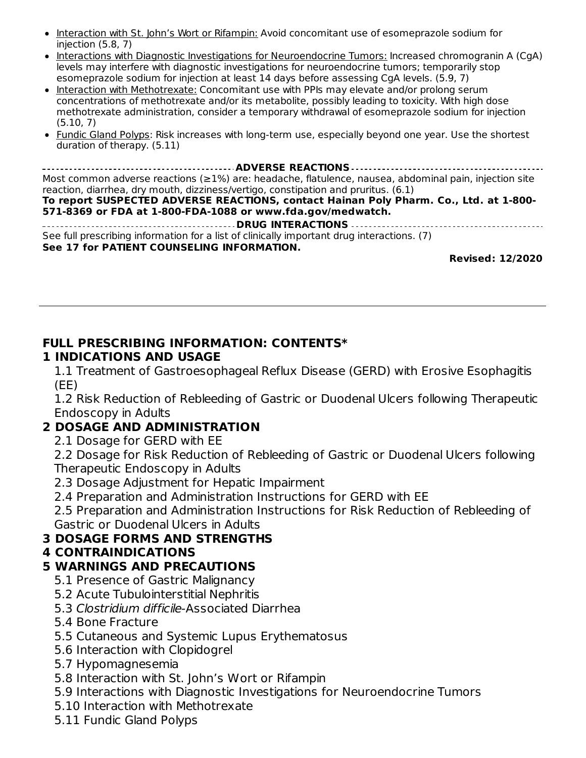- Interaction with St. John's Wort or Rifampin: Avoid concomitant use of esomeprazole sodium for injection (5.8, 7)
- Interactions with Diagnostic Investigations for Neuroendocrine Tumors: Increased chromogranin A (CgA) levels may interfere with diagnostic investigations for neuroendocrine tumors; temporarily stop esomeprazole sodium for injection at least 14 days before assessing CgA levels. (5.9, 7)
- Interaction with Methotrexate: Concomitant use with PPIs may elevate and/or prolong serum concentrations of methotrexate and/or its metabolite, possibly leading to toxicity. With high dose methotrexate administration, consider a temporary withdrawal of esomeprazole sodium for injection (5.10, 7)
- Fundic Gland Polyps: Risk increases with long-term use, especially beyond one year. Use the shortest duration of therapy. (5.11)

**ADVERSE REACTIONS**

Most common adverse reactions (≥1%) are: headache, flatulence, nausea, abdominal pain, injection site reaction, diarrhea, dry mouth, dizziness/vertigo, constipation and pruritus. (6.1)

**To report SUSPECTED ADVERSE REACTIONS, contact Hainan Poly Pharm. Co., Ltd. at 1-800-571-8369 or FDA at 1-800-FDA-1088 or www.fda.gov/medwatch.**

**DRUG INTERACTIONS**

See full prescribing information for a list of clinically important drug interactions. (7)

**See 17 for PATIENT COUNSELING INFORMATION.**

**Revised: 12/2020**

---

## FULL PRESCRIBING INFORMATION: CONTENTS*

### 1 INDICATIONS AND USAGE

1.1 Treatment of Gastroesophageal Reflux Disease (GERD) with Erosive Esophagitis (EE)

1.2 Risk Reduction of Rebleeding of Gastric or Duodenal Ulcers following Therapeutic Endoscopy in Adults

### 2 DOSAGE AND ADMINISTRATION

2.1 Dosage for GERD with EE

2.2 Dosage for Risk Reduction of Rebleeding of Gastric or Duodenal Ulcers following Therapeutic Endoscopy in Adults

2.3 Dosage Adjustment for Hepatic Impairment

2.4 Preparation and Administration Instructions for GERD with EE

2.5 Preparation and Administration Instructions for Risk Reduction of Rebleeding of Gastric or Duodenal Ulcers in Adults

### 3 DOSAGE FORMS AND STRENGTHS

### 4 CONTRAINDICATIONS

### 5 WARNINGS AND PRECAUTIONS

5.1 Presence of Gastric Malignancy

5.2 Acute Tubulointerstitial Nephritis

5.3 *Clostridium difficile*-Associated Diarrhea

5.4 Bone Fracture

5.5 Cutaneous and Systemic Lupus Erythematosus

5.6 Interaction with Clopidogrel

5.7 Hypomagnesemia

5.8 Interaction with St. John's Wort or Rifampin

5.9 Interactions with Diagnostic Investigations for Neuroendocrine Tumors

5.10 Interaction with Methotrexate

5.11 Fundic Gland Polyps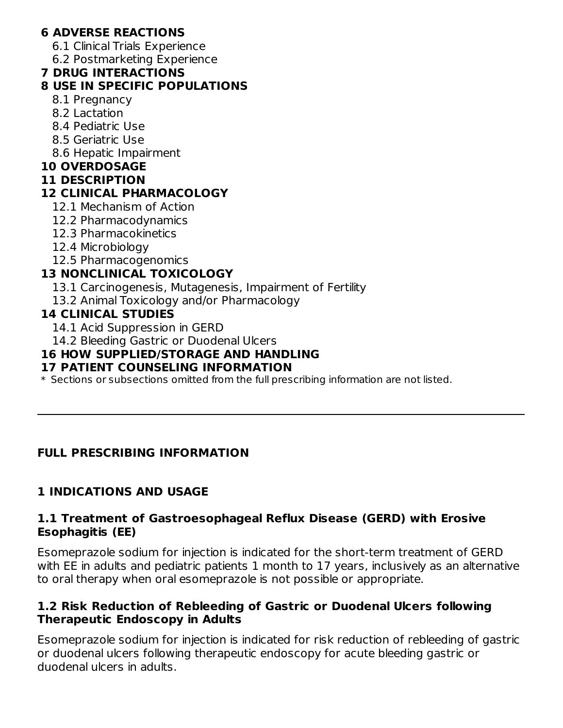**6 ADVERSE REACTIONS**

- 6.1 Clinical Trials Experience
- 6.2 Postmarketing Experience

**7 DRUG INTERACTIONS**

**8 USE IN SPECIFIC POPULATIONS**

- 8.1 Pregnancy
- 8.2 Lactation
- 8.4 Pediatric Use
- 8.5 Geriatric Use
- 8.6 Hepatic Impairment

**10 OVERDOSAGE**

**11 DESCRIPTION**

**12 CLINICAL PHARMACOLOGY**

- 12.1 Mechanism of Action
- 12.2 Pharmacodynamics
- 12.3 Pharmacokinetics
- 12.4 Microbiology
- 12.5 Pharmacogenomics

**13 NONCLINICAL TOXICOLOGY**

- 13.1 Carcinogenesis, Mutagenesis, Impairment of Fertility
- 13.2 Animal Toxicology and/or Pharmacology

**14 CLINICAL STUDIES**

- 14.1 Acid Suppression in GERD
- 14.2 Bleeding Gastric or Duodenal Ulcers

**16 HOW SUPPLIED/STORAGE AND HANDLING**

**17 PATIENT COUNSELING INFORMATION**

* Sections or subsections omitted from the full prescribing information are not listed.

---

## FULL PRESCRIBING INFORMATION

## 1 INDICATIONS AND USAGE

### 1.1 Treatment of Gastroesophageal Reflux Disease (GERD) with Erosive Esophagitis (EE)

Esomeprazole sodium for injection is indicated for the short-term treatment of GERD with EE in adults and pediatric patients 1 month to 17 years, inclusively as an alternative to oral therapy when oral esomeprazole is not possible or appropriate.

### 1.2 Risk Reduction of Rebleeding of Gastric or Duodenal Ulcers following Therapeutic Endoscopy in Adults

Esomeprazole sodium for injection is indicated for risk reduction of rebleeding of gastric or duodenal ulcers following therapeutic endoscopy for acute bleeding gastric or duodenal ulcers in adults.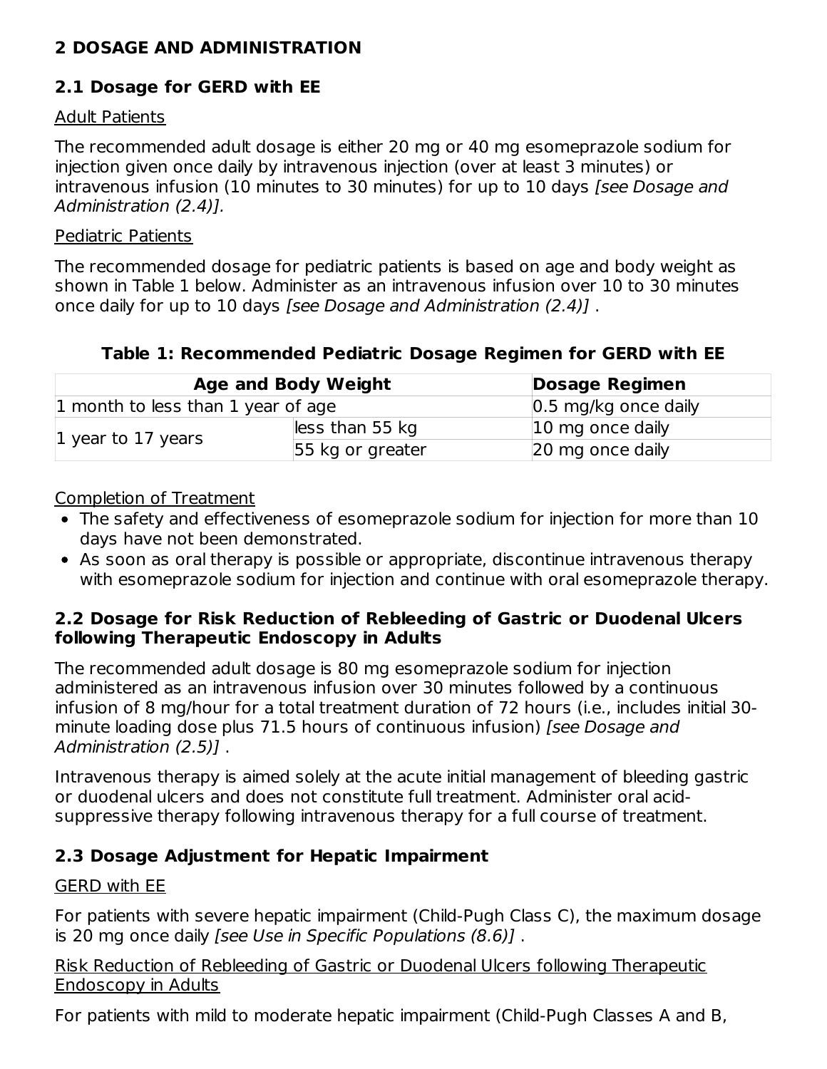## 2 DOSAGE AND ADMINISTRATION

### 2.1 Dosage for GERD with EE

Adult Patients

The recommended adult dosage is either 20 mg or 40 mg esomeprazole sodium for injection given once daily by intravenous injection (over at least 3 minutes) or intravenous infusion (10 minutes to 30 minutes) for up to 10 days *[see Dosage and Administration (2.4)].*

Pediatric Patients

The recommended dosage for pediatric patients is based on age and body weight as shown in Table 1 below. Administer as an intravenous infusion over 10 to 30 minutes once daily for up to 10 days *[see Dosage and Administration (2.4)]* .

**Table 1: Recommended Pediatric Dosage Regimen for GERD with EE**

| Age and Body Weight | | Dosage Regimen |
|---|---|---|
| 1 month to less than 1 year of age | | 0.5 mg/kg once daily |
| 1 year to 17 years | less than 55 kg | 10 mg once daily |
| | 55 kg or greater | 20 mg once daily |

Completion of Treatment

- The safety and effectiveness of esomeprazole sodium for injection for more than 10 days have not been demonstrated.
- As soon as oral therapy is possible or appropriate, discontinue intravenous therapy with esomeprazole sodium for injection and continue with oral esomeprazole therapy.

### 2.2 Dosage for Risk Reduction of Rebleeding of Gastric or Duodenal Ulcers following Therapeutic Endoscopy in Adults

The recommended adult dosage is 80 mg esomeprazole sodium for injection administered as an intravenous infusion over 30 minutes followed by a continuous infusion of 8 mg/hour for a total treatment duration of 72 hours (i.e., includes initial 30-minute loading dose plus 71.5 hours of continuous infusion) *[see Dosage and Administration (2.5)]* .

Intravenous therapy is aimed solely at the acute initial management of bleeding gastric or duodenal ulcers and does not constitute full treatment. Administer oral acid-suppressive therapy following intravenous therapy for a full course of treatment.

### 2.3 Dosage Adjustment for Hepatic Impairment

GERD with EE

For patients with severe hepatic impairment (Child-Pugh Class C), the maximum dosage is 20 mg once daily *[see Use in Specific Populations (8.6)]* .

Risk Reduction of Rebleeding of Gastric or Duodenal Ulcers following Therapeutic Endoscopy in Adults

For patients with mild to moderate hepatic impairment (Child-Pugh Classes A and B,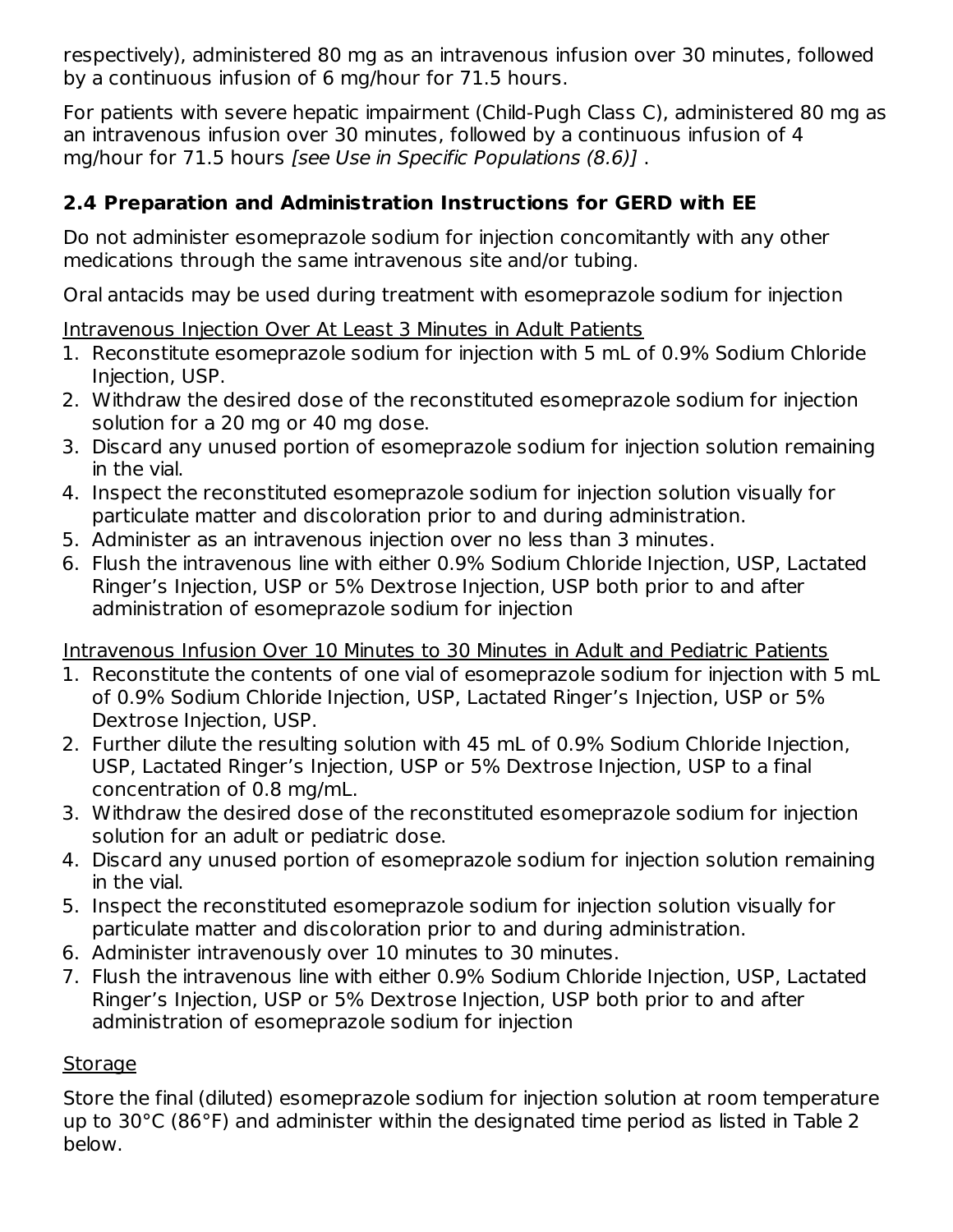respectively), administered 80 mg as an intravenous infusion over 30 minutes, followed by a continuous infusion of 6 mg/hour for 71.5 hours.

For patients with severe hepatic impairment (Child-Pugh Class C), administered 80 mg as an intravenous infusion over 30 minutes, followed by a continuous infusion of 4 mg/hour for 71.5 hours *[see Use in Specific Populations (8.6)]* .

### 2.4 Preparation and Administration Instructions for GERD with EE

Do not administer esomeprazole sodium for injection concomitantly with any other medications through the same intravenous site and/or tubing.

Oral antacids may be used during treatment with esomeprazole sodium for injection

Intravenous Injection Over At Least 3 Minutes in Adult Patients

1. Reconstitute esomeprazole sodium for injection with 5 mL of 0.9% Sodium Chloride Injection, USP.
2. Withdraw the desired dose of the reconstituted esomeprazole sodium for injection solution for a 20 mg or 40 mg dose.
3. Discard any unused portion of esomeprazole sodium for injection solution remaining in the vial.
4. Inspect the reconstituted esomeprazole sodium for injection solution visually for particulate matter and discoloration prior to and during administration.
5. Administer as an intravenous injection over no less than 3 minutes.
6. Flush the intravenous line with either 0.9% Sodium Chloride Injection, USP, Lactated Ringer's Injection, USP or 5% Dextrose Injection, USP both prior to and after administration of esomeprazole sodium for injection

Intravenous Infusion Over 10 Minutes to 30 Minutes in Adult and Pediatric Patients

1. Reconstitute the contents of one vial of esomeprazole sodium for injection with 5 mL of 0.9% Sodium Chloride Injection, USP, Lactated Ringer's Injection, USP or 5% Dextrose Injection, USP.
2. Further dilute the resulting solution with 45 mL of 0.9% Sodium Chloride Injection, USP, Lactated Ringer's Injection, USP or 5% Dextrose Injection, USP to a final concentration of 0.8 mg/mL.
3. Withdraw the desired dose of the reconstituted esomeprazole sodium for injection solution for an adult or pediatric dose.
4. Discard any unused portion of esomeprazole sodium for injection solution remaining in the vial.
5. Inspect the reconstituted esomeprazole sodium for injection solution visually for particulate matter and discoloration prior to and during administration.
6. Administer intravenously over 10 minutes to 30 minutes.
7. Flush the intravenous line with either 0.9% Sodium Chloride Injection, USP, Lactated Ringer's Injection, USP or 5% Dextrose Injection, USP both prior to and after administration of esomeprazole sodium for injection

Storage

Store the final (diluted) esomeprazole sodium for injection solution at room temperature up to 30°C (86°F) and administer within the designated time period as listed in Table 2 below.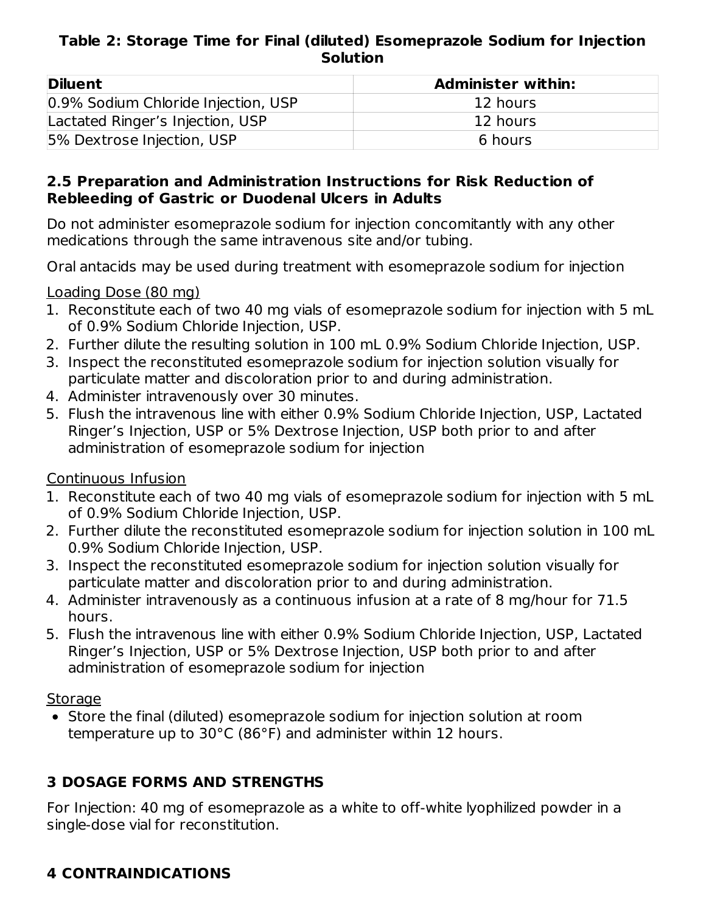**Table 2: Storage Time for Final (diluted) Esomeprazole Sodium for Injection Solution**

| Diluent | Administer within: |
|---|---|
| 0.9% Sodium Chloride Injection, USP | 12 hours |
| Lactated Ringer's Injection, USP | 12 hours |
| 5% Dextrose Injection, USP | 6 hours |

### 2.5 Preparation and Administration Instructions for Risk Reduction of Rebleeding of Gastric or Duodenal Ulcers in Adults

Do not administer esomeprazole sodium for injection concomitantly with any other medications through the same intravenous site and/or tubing.

Oral antacids may be used during treatment with esomeprazole sodium for injection

Loading Dose (80 mg)

1. Reconstitute each of two 40 mg vials of esomeprazole sodium for injection with 5 mL of 0.9% Sodium Chloride Injection, USP.
2. Further dilute the resulting solution in 100 mL 0.9% Sodium Chloride Injection, USP.
3. Inspect the reconstituted esomeprazole sodium for injection solution visually for particulate matter and discoloration prior to and during administration.
4. Administer intravenously over 30 minutes.
5. Flush the intravenous line with either 0.9% Sodium Chloride Injection, USP, Lactated Ringer's Injection, USP or 5% Dextrose Injection, USP both prior to and after administration of esomeprazole sodium for injection

Continuous Infusion

1. Reconstitute each of two 40 mg vials of esomeprazole sodium for injection with 5 mL of 0.9% Sodium Chloride Injection, USP.
2. Further dilute the reconstituted esomeprazole sodium for injection solution in 100 mL 0.9% Sodium Chloride Injection, USP.
3. Inspect the reconstituted esomeprazole sodium for injection solution visually for particulate matter and discoloration prior to and during administration.
4. Administer intravenously as a continuous infusion at a rate of 8 mg/hour for 71.5 hours.
5. Flush the intravenous line with either 0.9% Sodium Chloride Injection, USP, Lactated Ringer's Injection, USP or 5% Dextrose Injection, USP both prior to and after administration of esomeprazole sodium for injection

Storage

- Store the final (diluted) esomeprazole sodium for injection solution at room temperature up to 30°C (86°F) and administer within 12 hours.

## 3 DOSAGE FORMS AND STRENGTHS

For Injection: 40 mg of esomeprazole as a white to off-white lyophilized powder in a single-dose vial for reconstitution.

## 4 CONTRAINDICATIONS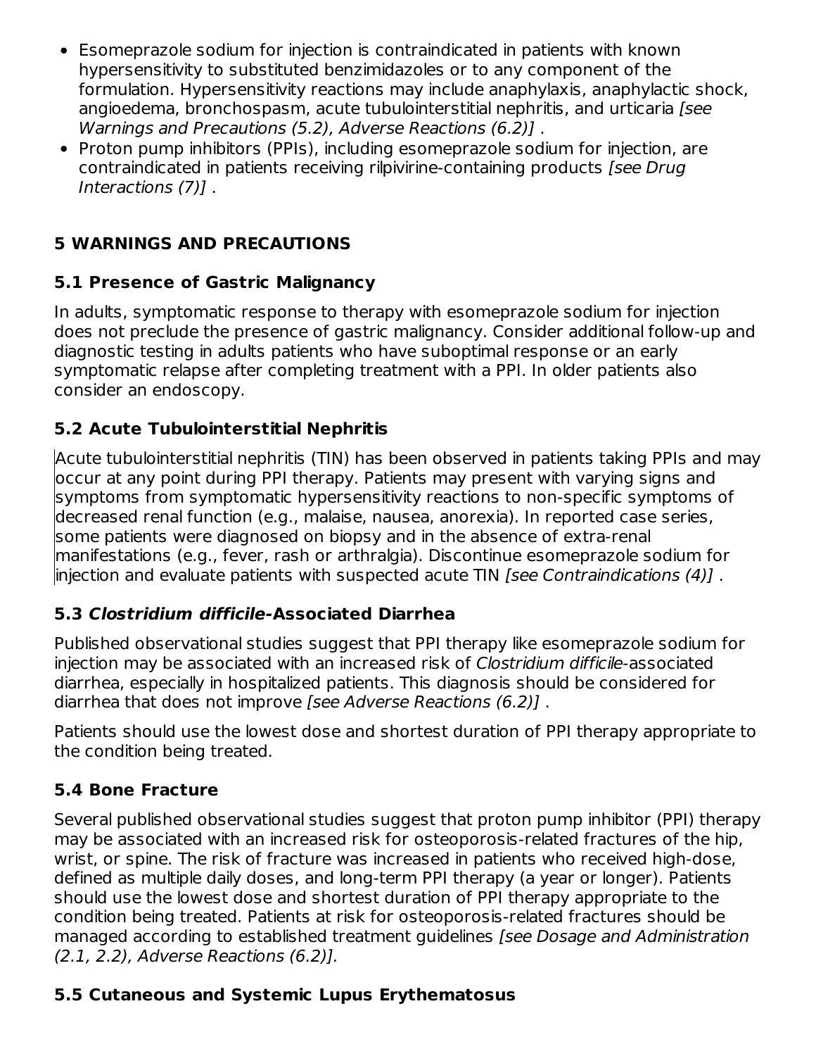- Esomeprazole sodium for injection is contraindicated in patients with known hypersensitivity to substituted benzimidazoles or to any component of the formulation. Hypersensitivity reactions may include anaphylaxis, anaphylactic shock, angioedema, bronchospasm, acute tubulointerstitial nephritis, and urticaria *[see Warnings and Precautions (5.2), Adverse Reactions (6.2)]* .
- Proton pump inhibitors (PPIs), including esomeprazole sodium for injection, are contraindicated in patients receiving rilpivirine-containing products *[see Drug Interactions (7)]* .

## 5 WARNINGS AND PRECAUTIONS

### 5.1 Presence of Gastric Malignancy

In adults, symptomatic response to therapy with esomeprazole sodium for injection does not preclude the presence of gastric malignancy. Consider additional follow-up and diagnostic testing in adults patients who have suboptimal response or an early symptomatic relapse after completing treatment with a PPI. In older patients also consider an endoscopy.

### 5.2 Acute Tubulointerstitial Nephritis

Acute tubulointerstitial nephritis (TIN) has been observed in patients taking PPIs and may occur at any point during PPI therapy. Patients may present with varying signs and symptoms from symptomatic hypersensitivity reactions to non-specific symptoms of decreased renal function (e.g., malaise, nausea, anorexia). In reported case series, some patients were diagnosed on biopsy and in the absence of extra-renal manifestations (e.g., fever, rash or arthralgia). Discontinue esomeprazole sodium for injection and evaluate patients with suspected acute TIN *[see Contraindications (4)]* .

### 5.3 *Clostridium difficile*-Associated Diarrhea

Published observational studies suggest that PPI therapy like esomeprazole sodium for injection may be associated with an increased risk of *Clostridium difficile*-associated diarrhea, especially in hospitalized patients. This diagnosis should be considered for diarrhea that does not improve *[see Adverse Reactions (6.2)]* .

Patients should use the lowest dose and shortest duration of PPI therapy appropriate to the condition being treated.

### 5.4 Bone Fracture

Several published observational studies suggest that proton pump inhibitor (PPI) therapy may be associated with an increased risk for osteoporosis-related fractures of the hip, wrist, or spine. The risk of fracture was increased in patients who received high-dose, defined as multiple daily doses, and long-term PPI therapy (a year or longer). Patients should use the lowest dose and shortest duration of PPI therapy appropriate to the condition being treated. Patients at risk for osteoporosis-related fractures should be managed according to established treatment guidelines *[see Dosage and Administration (2.1, 2.2), Adverse Reactions (6.2)].*

### 5.5 Cutaneous and Systemic Lupus Erythematosus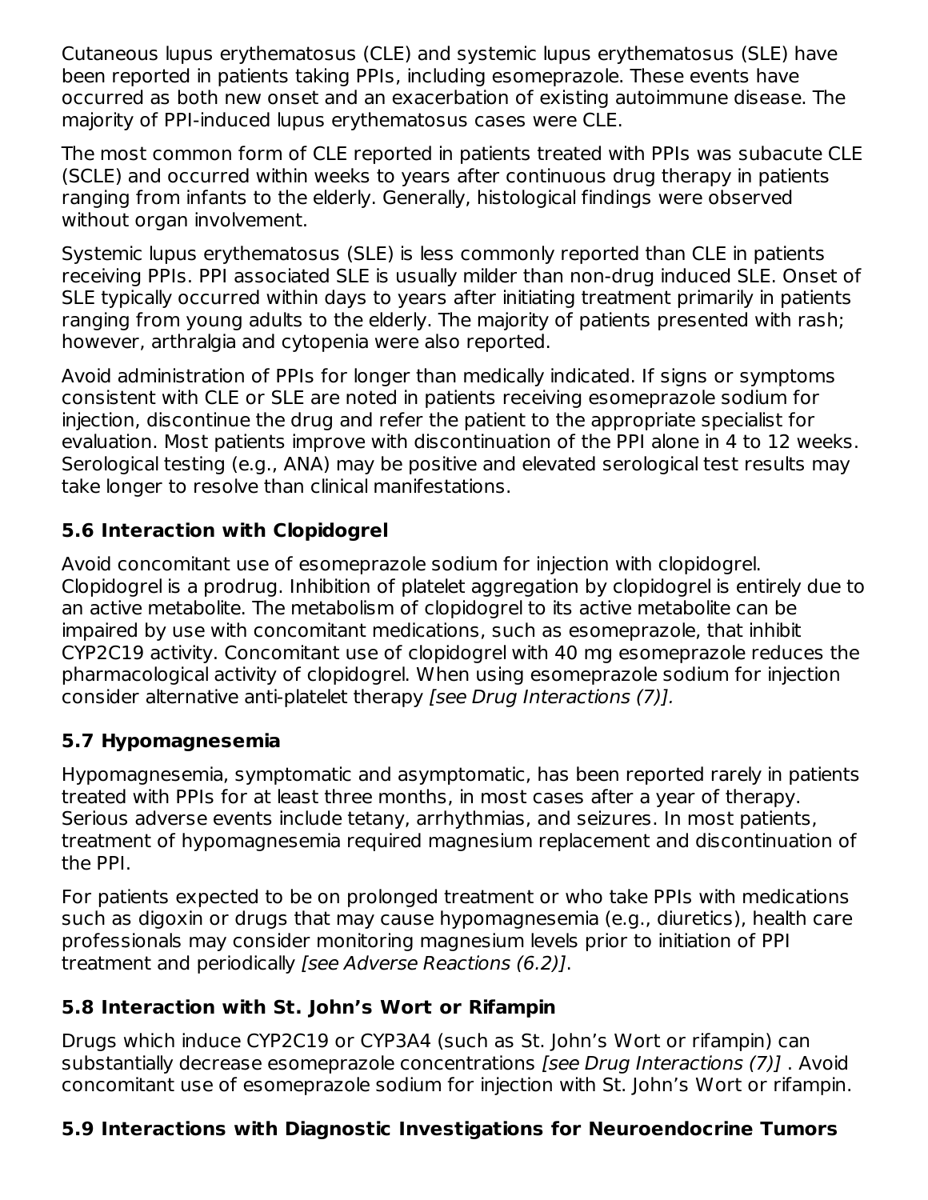Cutaneous lupus erythematosus (CLE) and systemic lupus erythematosus (SLE) have been reported in patients taking PPIs, including esomeprazole. These events have occurred as both new onset and an exacerbation of existing autoimmune disease. The majority of PPI-induced lupus erythematosus cases were CLE.

The most common form of CLE reported in patients treated with PPIs was subacute CLE (SCLE) and occurred within weeks to years after continuous drug therapy in patients ranging from infants to the elderly. Generally, histological findings were observed without organ involvement.

Systemic lupus erythematosus (SLE) is less commonly reported than CLE in patients receiving PPIs. PPI associated SLE is usually milder than non-drug induced SLE. Onset of SLE typically occurred within days to years after initiating treatment primarily in patients ranging from young adults to the elderly. The majority of patients presented with rash; however, arthralgia and cytopenia were also reported.

Avoid administration of PPIs for longer than medically indicated. If signs or symptoms consistent with CLE or SLE are noted in patients receiving esomeprazole sodium for injection, discontinue the drug and refer the patient to the appropriate specialist for evaluation. Most patients improve with discontinuation of the PPI alone in 4 to 12 weeks. Serological testing (e.g., ANA) may be positive and elevated serological test results may take longer to resolve than clinical manifestations.

### 5.6 Interaction with Clopidogrel

Avoid concomitant use of esomeprazole sodium for injection with clopidogrel. Clopidogrel is a prodrug. Inhibition of platelet aggregation by clopidogrel is entirely due to an active metabolite. The metabolism of clopidogrel to its active metabolite can be impaired by use with concomitant medications, such as esomeprazole, that inhibit CYP2C19 activity. Concomitant use of clopidogrel with 40 mg esomeprazole reduces the pharmacological activity of clopidogrel. When using esomeprazole sodium for injection consider alternative anti-platelet therapy *[see Drug Interactions (7)].*

### 5.7 Hypomagnesemia

Hypomagnesemia, symptomatic and asymptomatic, has been reported rarely in patients treated with PPIs for at least three months, in most cases after a year of therapy. Serious adverse events include tetany, arrhythmias, and seizures. In most patients, treatment of hypomagnesemia required magnesium replacement and discontinuation of the PPI.

For patients expected to be on prolonged treatment or who take PPIs with medications such as digoxin or drugs that may cause hypomagnesemia (e.g., diuretics), health care professionals may consider monitoring magnesium levels prior to initiation of PPI treatment and periodically *[see Adverse Reactions (6.2)]*.

### 5.8 Interaction with St. John's Wort or Rifampin

Drugs which induce CYP2C19 or CYP3A4 (such as St. John's Wort or rifampin) can substantially decrease esomeprazole concentrations *[see Drug Interactions (7)]* . Avoid concomitant use of esomeprazole sodium for injection with St. John's Wort or rifampin.

### 5.9 Interactions with Diagnostic Investigations for Neuroendocrine Tumors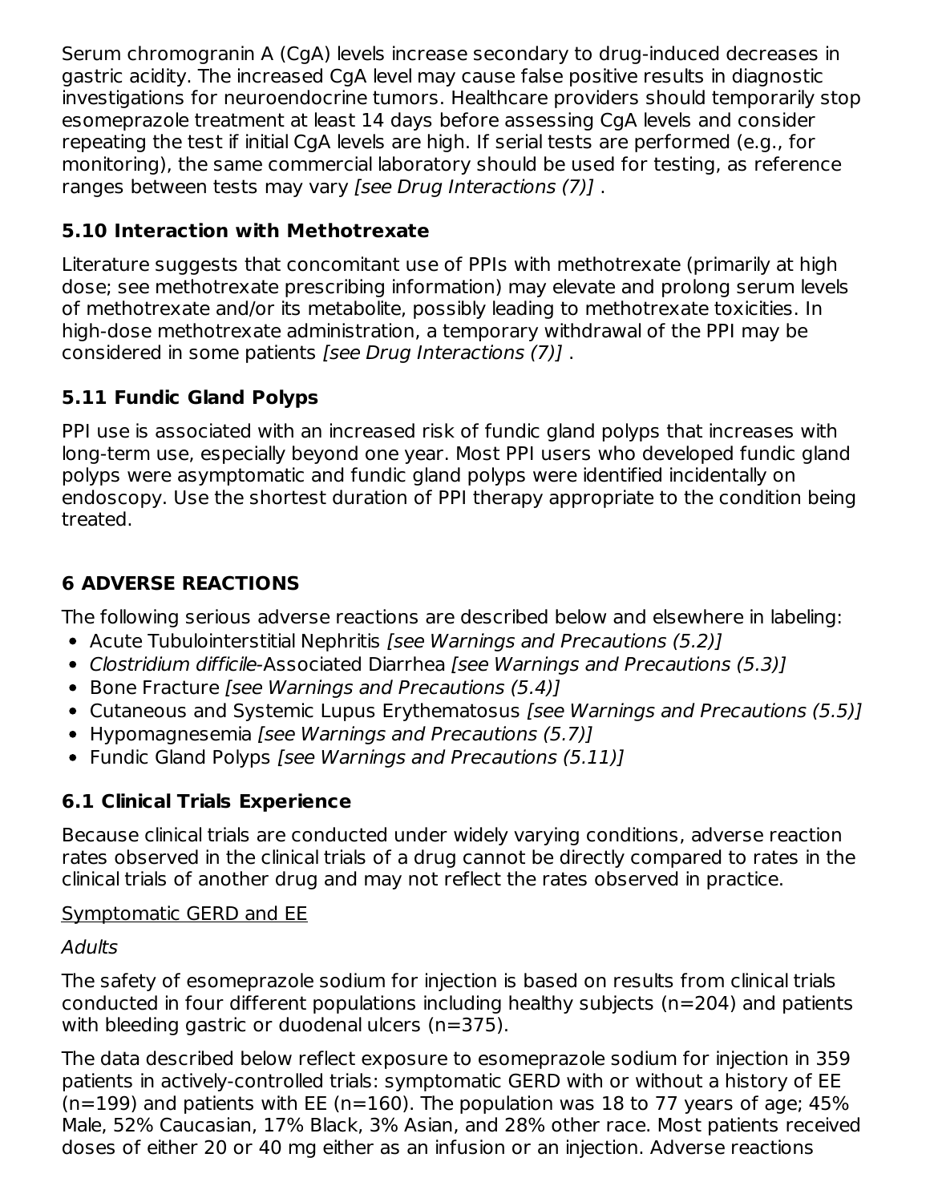Serum chromogranin A (CgA) levels increase secondary to drug-induced decreases in gastric acidity. The increased CgA level may cause false positive results in diagnostic investigations for neuroendocrine tumors. Healthcare providers should temporarily stop esomeprazole treatment at least 14 days before assessing CgA levels and consider repeating the test if initial CgA levels are high. If serial tests are performed (e.g., for monitoring), the same commercial laboratory should be used for testing, as reference ranges between tests may vary *[see Drug Interactions (7)]* .

### 5.10 Interaction with Methotrexate

Literature suggests that concomitant use of PPIs with methotrexate (primarily at high dose; see methotrexate prescribing information) may elevate and prolong serum levels of methotrexate and/or its metabolite, possibly leading to methotrexate toxicities. In high-dose methotrexate administration, a temporary withdrawal of the PPI may be considered in some patients *[see Drug Interactions (7)]* .

### 5.11 Fundic Gland Polyps

PPI use is associated with an increased risk of fundic gland polyps that increases with long-term use, especially beyond one year. Most PPI users who developed fundic gland polyps were asymptomatic and fundic gland polyps were identified incidentally on endoscopy. Use the shortest duration of PPI therapy appropriate to the condition being treated.

## 6 ADVERSE REACTIONS

The following serious adverse reactions are described below and elsewhere in labeling:

- Acute Tubulointerstitial Nephritis *[see Warnings and Precautions (5.2)]*
- *Clostridium difficile*-Associated Diarrhea *[see Warnings and Precautions (5.3)]*
- Bone Fracture *[see Warnings and Precautions (5.4)]*
- Cutaneous and Systemic Lupus Erythematosus *[see Warnings and Precautions (5.5)]*
- Hypomagnesemia *[see Warnings and Precautions (5.7)]*
- Fundic Gland Polyps *[see Warnings and Precautions (5.11)]*

### 6.1 Clinical Trials Experience

Because clinical trials are conducted under widely varying conditions, adverse reaction rates observed in the clinical trials of a drug cannot be directly compared to rates in the clinical trials of another drug and may not reflect the rates observed in practice.

<u>Symptomatic GERD and EE</u>

*Adults*

The safety of esomeprazole sodium for injection is based on results from clinical trials conducted in four different populations including healthy subjects (n=204) and patients with bleeding gastric or duodenal ulcers (n=375).

The data described below reflect exposure to esomeprazole sodium for injection in 359 patients in actively-controlled trials: symptomatic GERD with or without a history of EE (n=199) and patients with EE (n=160). The population was 18 to 77 years of age; 45% Male, 52% Caucasian, 17% Black, 3% Asian, and 28% other race. Most patients received doses of either 20 or 40 mg either as an infusion or an injection. Adverse reactions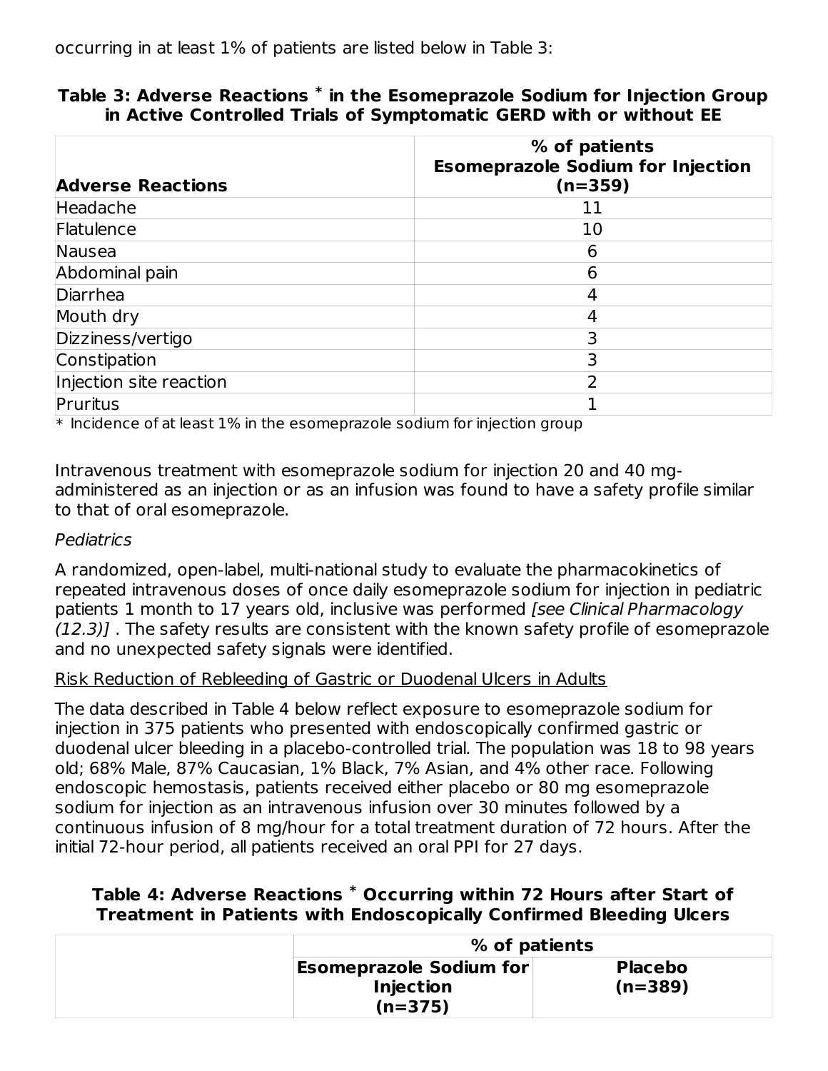occurring in at least 1% of patients are listed below in Table 3:

**Table 3: Adverse Reactions * in the Esomeprazole Sodium for Injection Group in Active Controlled Trials of Symptomatic GERD with or without EE**

| Adverse Reactions | % of patients Esomeprazole Sodium for Injection (n=359) |
|---|---|
| Headache | 11 |
| Flatulence | 10 |
| Nausea | 6 |
| Abdominal pain | 6 |
| Diarrhea | 4 |
| Mouth dry | 4 |
| Dizziness/vertigo | 3 |
| Constipation | 3 |
| Injection site reaction | 2 |
| Pruritus | 1 |

* Incidence of at least 1% in the esomeprazole sodium for injection group

Intravenous treatment with esomeprazole sodium for injection 20 and 40 mg-administered as an injection or as an infusion was found to have a safety profile similar to that of oral esomeprazole.

*Pediatrics*

A randomized, open-label, multi-national study to evaluate the pharmacokinetics of repeated intravenous doses of once daily esomeprazole sodium for injection in pediatric patients 1 month to 17 years old, inclusive was performed *[see Clinical Pharmacology (12.3)]* . The safety results are consistent with the known safety profile of esomeprazole and no unexpected safety signals were identified.

Risk Reduction of Rebleeding of Gastric or Duodenal Ulcers in Adults

The data described in Table 4 below reflect exposure to esomeprazole sodium for injection in 375 patients who presented with endoscopically confirmed gastric or duodenal ulcer bleeding in a placebo-controlled trial. The population was 18 to 98 years old; 68% Male, 87% Caucasian, 1% Black, 7% Asian, and 4% other race. Following endoscopic hemostasis, patients received either placebo or 80 mg esomeprazole sodium for injection as an intravenous infusion over 30 minutes followed by a continuous infusion of 8 mg/hour for a total treatment duration of 72 hours. After the initial 72-hour period, all patients received an oral PPI for 27 days.

**Table 4: Adverse Reactions * Occurring within 72 Hours after Start of Treatment in Patients with Endoscopically Confirmed Bleeding Ulcers**

| | % of patients | |
|---|---|---|
| | Esomeprazole Sodium for Injection (n=375) | Placebo (n=389) |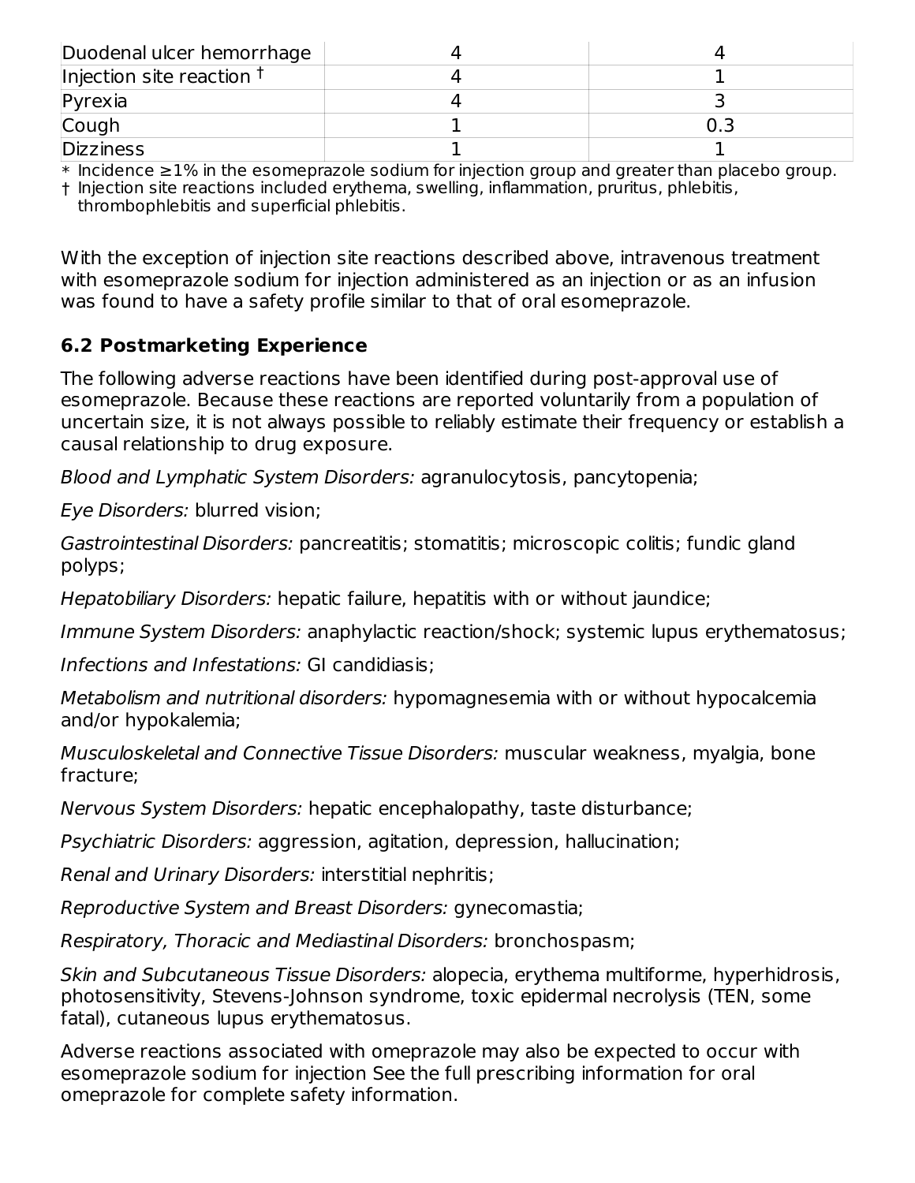| | | |
|---|---|---|
| Duodenal ulcer hemorrhage | 4 | 4 |
| Injection site reaction † | 4 | 1 |
| Pyrexia | 4 | 3 |
| Cough | 1 | 0.3 |
| Dizziness | 1 | 1 |

* Incidence ≥1% in the esomeprazole sodium for injection group and greater than placebo group.
† Injection site reactions included erythema, swelling, inflammation, pruritus, phlebitis, thrombophlebitis and superficial phlebitis.

With the exception of injection site reactions described above, intravenous treatment with esomeprazole sodium for injection administered as an injection or as an infusion was found to have a safety profile similar to that of oral esomeprazole.

## 6.2 Postmarketing Experience

The following adverse reactions have been identified during post-approval use of esomeprazole. Because these reactions are reported voluntarily from a population of uncertain size, it is not always possible to reliably estimate their frequency or establish a causal relationship to drug exposure.

*Blood and Lymphatic System Disorders:* agranulocytosis, pancytopenia;

*Eye Disorders:* blurred vision;

*Gastrointestinal Disorders:* pancreatitis; stomatitis; microscopic colitis; fundic gland polyps;

*Hepatobiliary Disorders:* hepatic failure, hepatitis with or without jaundice;

*Immune System Disorders:* anaphylactic reaction/shock; systemic lupus erythematosus;

*Infections and Infestations:* GI candidiasis;

*Metabolism and nutritional disorders:* hypomagnesemia with or without hypocalcemia and/or hypokalemia;

*Musculoskeletal and Connective Tissue Disorders:* muscular weakness, myalgia, bone fracture;

*Nervous System Disorders:* hepatic encephalopathy, taste disturbance;

*Psychiatric Disorders:* aggression, agitation, depression, hallucination;

*Renal and Urinary Disorders:* interstitial nephritis;

*Reproductive System and Breast Disorders:* gynecomastia;

*Respiratory, Thoracic and Mediastinal Disorders:* bronchospasm;

*Skin and Subcutaneous Tissue Disorders:* alopecia, erythema multiforme, hyperhidrosis, photosensitivity, Stevens-Johnson syndrome, toxic epidermal necrolysis (TEN, some fatal), cutaneous lupus erythematosus.

Adverse reactions associated with omeprazole may also be expected to occur with esomeprazole sodium for injection See the full prescribing information for oral omeprazole for complete safety information.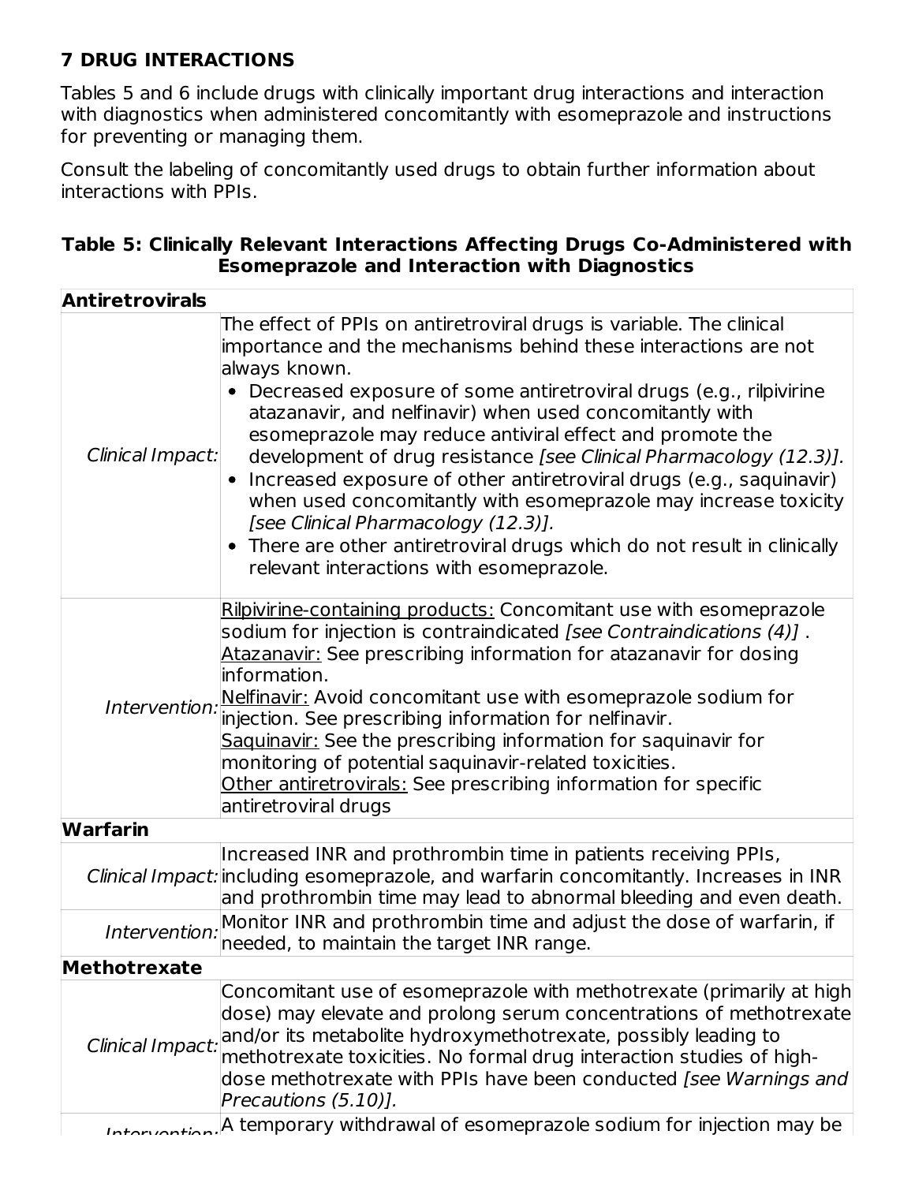## 7 DRUG INTERACTIONS

Tables 5 and 6 include drugs with clinically important drug interactions and interaction with diagnostics when administered concomitantly with esomeprazole and instructions for preventing or managing them.

Consult the labeling of concomitantly used drugs to obtain further information about interactions with PPIs.

**Table 5: Clinically Relevant Interactions Affecting Drugs Co-Administered with Esomeprazole and Interaction with Diagnostics**

| | |
|---|---|
| **Antiretrovirals** | |
| *Clinical Impact:* | The effect of PPIs on antiretroviral drugs is variable. The clinical importance and the mechanisms behind these interactions are not always known.<br>• Decreased exposure of some antiretroviral drugs (e.g., rilpivirine atazanavir, and nelfinavir) when used concomitantly with esomeprazole may reduce antiviral effect and promote the development of drug resistance *[see Clinical Pharmacology (12.3)].*<br>• Increased exposure of other antiretroviral drugs (e.g., saquinavir) when used concomitantly with esomeprazole may increase toxicity *[see Clinical Pharmacology (12.3)].*<br>• There are other antiretroviral drugs which do not result in clinically relevant interactions with esomeprazole. |
| *Intervention:* | Rilpivirine-containing products: Concomitant use with esomeprazole sodium for injection is contraindicated *[see Contraindications (4)]* .<br>Atazanavir: See prescribing information for atazanavir for dosing information.<br>Nelfinavir: Avoid concomitant use with esomeprazole sodium for injection. See prescribing information for nelfinavir.<br>Saquinavir: See the prescribing information for saquinavir for monitoring of potential saquinavir-related toxicities.<br>Other antiretrovirals: See prescribing information for specific antiretroviral drugs |
| **Warfarin** | |
| *Clinical Impact:* | Increased INR and prothrombin time in patients receiving PPIs, including esomeprazole, and warfarin concomitantly. Increases in INR and prothrombin time may lead to abnormal bleeding and even death. |
| *Intervention:* | Monitor INR and prothrombin time and adjust the dose of warfarin, if needed, to maintain the target INR range. |
| **Methotrexate** | |
| *Clinical Impact:* | Concomitant use of esomeprazole with methotrexate (primarily at high dose) may elevate and prolong serum concentrations of methotrexate and/or its metabolite hydroxymethotrexate, possibly leading to methotrexate toxicities. No formal drug interaction studies of high-dose methotrexate with PPIs have been conducted *[see Warnings and Precautions (5.10)].* |
| *Intervention:* | A temporary withdrawal of esomeprazole sodium for injection may be |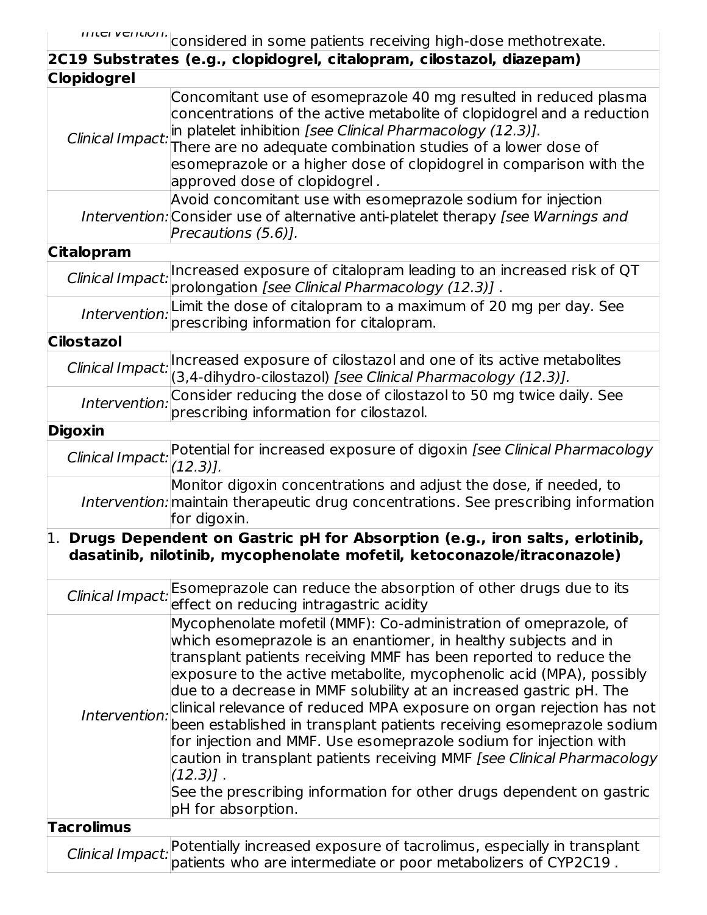| | |
|---|---|
| *Intervention:* | considered in some patients receiving high-dose methotrexate. |
| **2C19 Substrates (e.g., clopidogrel, citalopram, cilostazol, diazepam)** | |
| **Clopidogrel** | |
| *Clinical Impact:* | Concomitant use of esomeprazole 40 mg resulted in reduced plasma concentrations of the active metabolite of clopidogrel and a reduction in platelet inhibition *[see Clinical Pharmacology (12.3)].*<br>There are no adequate combination studies of a lower dose of esomeprazole or a higher dose of clopidogrel in comparison with the approved dose of clopidogrel . |
| *Intervention:* | Avoid concomitant use with esomeprazole sodium for injection Consider use of alternative anti-platelet therapy *[see Warnings and Precautions (5.6)].* |
| **Citalopram** | |
| *Clinical Impact:* | Increased exposure of citalopram leading to an increased risk of QT prolongation *[see Clinical Pharmacology (12.3)]* . |
| *Intervention:* | Limit the dose of citalopram to a maximum of 20 mg per day. See prescribing information for citalopram. |
| **Cilostazol** | |
| *Clinical Impact:* | Increased exposure of cilostazol and one of its active metabolites (3,4-dihydro-cilostazol) *[see Clinical Pharmacology (12.3)].* |
| *Intervention:* | Consider reducing the dose of cilostazol to 50 mg twice daily. See prescribing information for cilostazol. |
| **Digoxin** | |
| *Clinical Impact:* | Potential for increased exposure of digoxin *[see Clinical Pharmacology (12.3)].* |
| *Intervention:* | Monitor digoxin concentrations and adjust the dose, if needed, to maintain therapeutic drug concentrations. See prescribing information for digoxin. |
| 1. **Drugs Dependent on Gastric pH for Absorption (e.g., iron salts, erlotinib, dasatinib, nilotinib, mycophenolate mofetil, ketoconazole/itraconazole)** | |
| *Clinical Impact:* | Esomeprazole can reduce the absorption of other drugs due to its effect on reducing intragastric acidity |
| *Intervention:* | Mycophenolate mofetil (MMF): Co-administration of omeprazole, of which esomeprazole is an enantiomer, in healthy subjects and in transplant patients receiving MMF has been reported to reduce the exposure to the active metabolite, mycophenolic acid (MPA), possibly due to a decrease in MMF solubility at an increased gastric pH. The clinical relevance of reduced MPA exposure on organ rejection has not been established in transplant patients receiving esomeprazole sodium for injection and MMF. Use esomeprazole sodium for injection with caution in transplant patients receiving MMF *[see Clinical Pharmacology (12.3)]* .<br>See the prescribing information for other drugs dependent on gastric pH for absorption. |
| **Tacrolimus** | |
| *Clinical Impact:* | Potentially increased exposure of tacrolimus, especially in transplant patients who are intermediate or poor metabolizers of CYP2C19 . |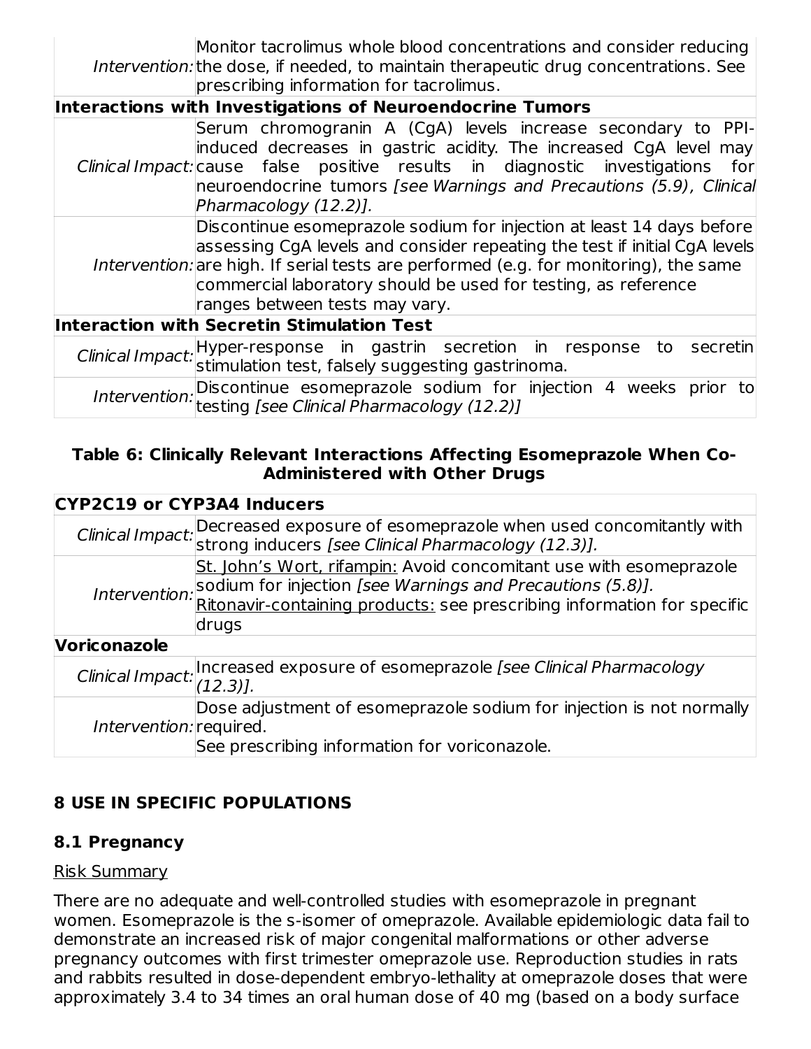| | |
|---|---|
| *Intervention:* | Monitor tacrolimus whole blood concentrations and consider reducing the dose, if needed, to maintain therapeutic drug concentrations. See prescribing information for tacrolimus. |
| **Interactions with Investigations of Neuroendocrine Tumors** | |
| *Clinical Impact:* | Serum chromogranin A (CgA) levels increase secondary to PPI-induced decreases in gastric acidity. The increased CgA level may cause false positive results in diagnostic investigations for neuroendocrine tumors *[see Warnings and Precautions (5.9), Clinical Pharmacology (12.2)].* |
| *Intervention:* | Discontinue esomeprazole sodium for injection at least 14 days before assessing CgA levels and consider repeating the test if initial CgA levels are high. If serial tests are performed (e.g. for monitoring), the same commercial laboratory should be used for testing, as reference ranges between tests may vary. |
| **Interaction with Secretin Stimulation Test** | |
| *Clinical Impact:* | Hyper-response in gastrin secretion in response to secretin stimulation test, falsely suggesting gastrinoma. |
| *Intervention:* | Discontinue esomeprazole sodium for injection 4 weeks prior to testing *[see Clinical Pharmacology (12.2)]* |

**Table 6: Clinically Relevant Interactions Affecting Esomeprazole When Co-Administered with Other Drugs**

| | |
|---|---|
| **CYP2C19 or CYP3A4 Inducers** | |
| *Clinical Impact:* | Decreased exposure of esomeprazole when used concomitantly with strong inducers *[see Clinical Pharmacology (12.3)].* |
| *Intervention:* | St. John's Wort, rifampin: Avoid concomitant use with esomeprazole sodium for injection *[see Warnings and Precautions (5.8)].* Ritonavir-containing products: see prescribing information for specific drugs |
| **Voriconazole** | |
| *Clinical Impact:* | Increased exposure of esomeprazole *[see Clinical Pharmacology (12.3)].* |
| *Intervention:* | Dose adjustment of esomeprazole sodium for injection is not normally required. See prescribing information for voriconazole. |

## 8 USE IN SPECIFIC POPULATIONS

### 8.1 Pregnancy

Risk Summary

There are no adequate and well-controlled studies with esomeprazole in pregnant women. Esomeprazole is the s-isomer of omeprazole. Available epidemiologic data fail to demonstrate an increased risk of major congenital malformations or other adverse pregnancy outcomes with first trimester omeprazole use. Reproduction studies in rats and rabbits resulted in dose-dependent embryo-lethality at omeprazole doses that were approximately 3.4 to 34 times an oral human dose of 40 mg (based on a body surface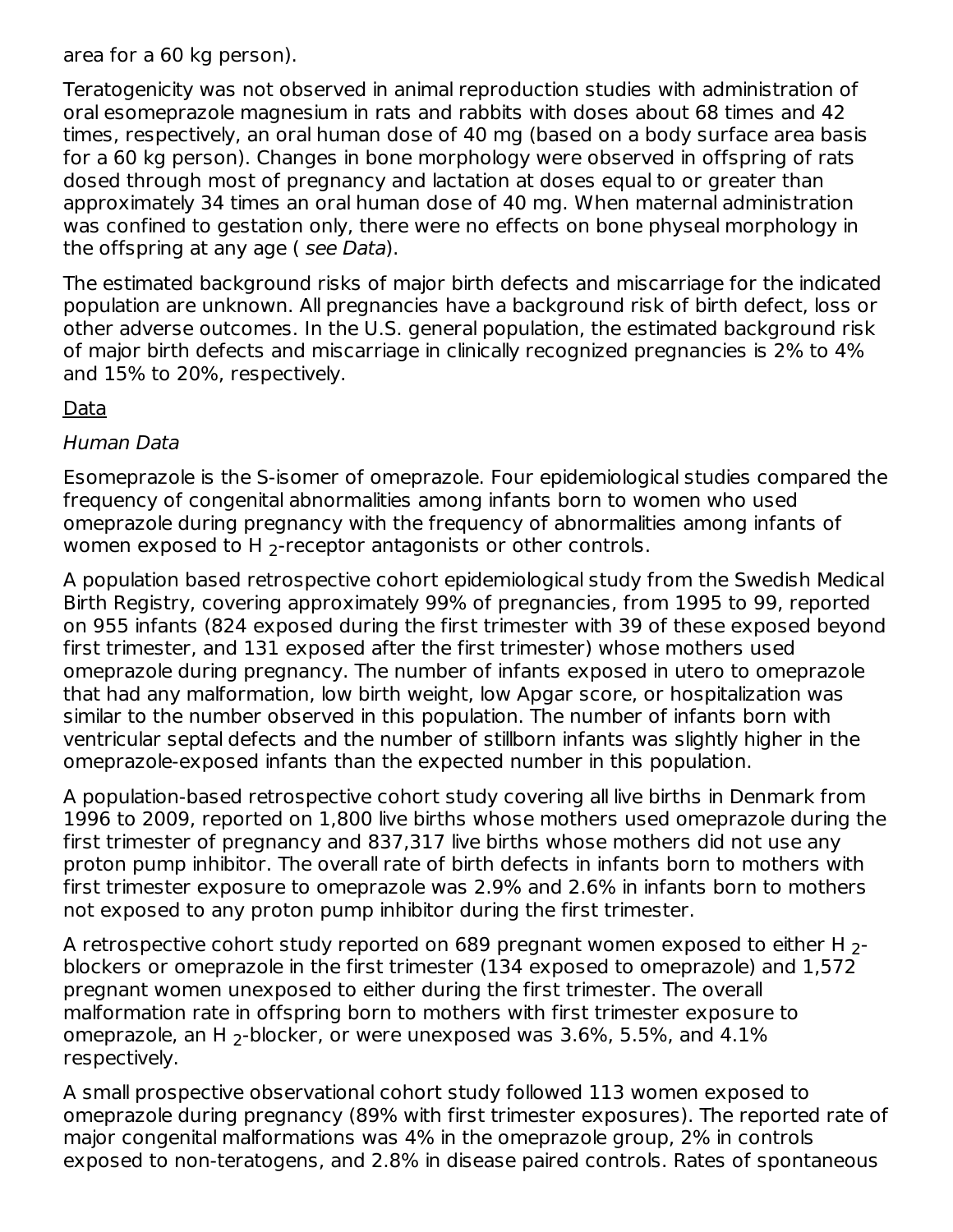area for a 60 kg person).

Teratogenicity was not observed in animal reproduction studies with administration of oral esomeprazole magnesium in rats and rabbits with doses about 68 times and 42 times, respectively, an oral human dose of 40 mg (based on a body surface area basis for a 60 kg person). Changes in bone morphology were observed in offspring of rats dosed through most of pregnancy and lactation at doses equal to or greater than approximately 34 times an oral human dose of 40 mg. When maternal administration was confined to gestation only, there were no effects on bone physeal morphology in the offspring at any age ( *see Data*).

The estimated background risks of major birth defects and miscarriage for the indicated population are unknown. All pregnancies have a background risk of birth defect, loss or other adverse outcomes. In the U.S. general population, the estimated background risk of major birth defects and miscarriage in clinically recognized pregnancies is 2% to 4% and 15% to 20%, respectively.

<u>Data</u>

*Human Data*

Esomeprazole is the S-isomer of omeprazole. Four epidemiological studies compared the frequency of congenital abnormalities among infants born to women who used omeprazole during pregnancy with the frequency of abnormalities among infants of women exposed to $H_2$-receptor antagonists or other controls.

A population based retrospective cohort epidemiological study from the Swedish Medical Birth Registry, covering approximately 99% of pregnancies, from 1995 to 99, reported on 955 infants (824 exposed during the first trimester with 39 of these exposed beyond first trimester, and 131 exposed after the first trimester) whose mothers used omeprazole during pregnancy. The number of infants exposed in utero to omeprazole that had any malformation, low birth weight, low Apgar score, or hospitalization was similar to the number observed in this population. The number of infants born with ventricular septal defects and the number of stillborn infants was slightly higher in the omeprazole-exposed infants than the expected number in this population.

A population-based retrospective cohort study covering all live births in Denmark from 1996 to 2009, reported on 1,800 live births whose mothers used omeprazole during the first trimester of pregnancy and 837,317 live births whose mothers did not use any proton pump inhibitor. The overall rate of birth defects in infants born to mothers with first trimester exposure to omeprazole was 2.9% and 2.6% in infants born to mothers not exposed to any proton pump inhibitor during the first trimester.

A retrospective cohort study reported on 689 pregnant women exposed to either $H_2$-blockers or omeprazole in the first trimester (134 exposed to omeprazole) and 1,572 pregnant women unexposed to either during the first trimester. The overall malformation rate in offspring born to mothers with first trimester exposure to omeprazole, an $H_2$-blocker, or were unexposed was 3.6%, 5.5%, and 4.1% respectively.

A small prospective observational cohort study followed 113 women exposed to omeprazole during pregnancy (89% with first trimester exposures). The reported rate of major congenital malformations was 4% in the omeprazole group, 2% in controls exposed to non-teratogens, and 2.8% in disease paired controls. Rates of spontaneous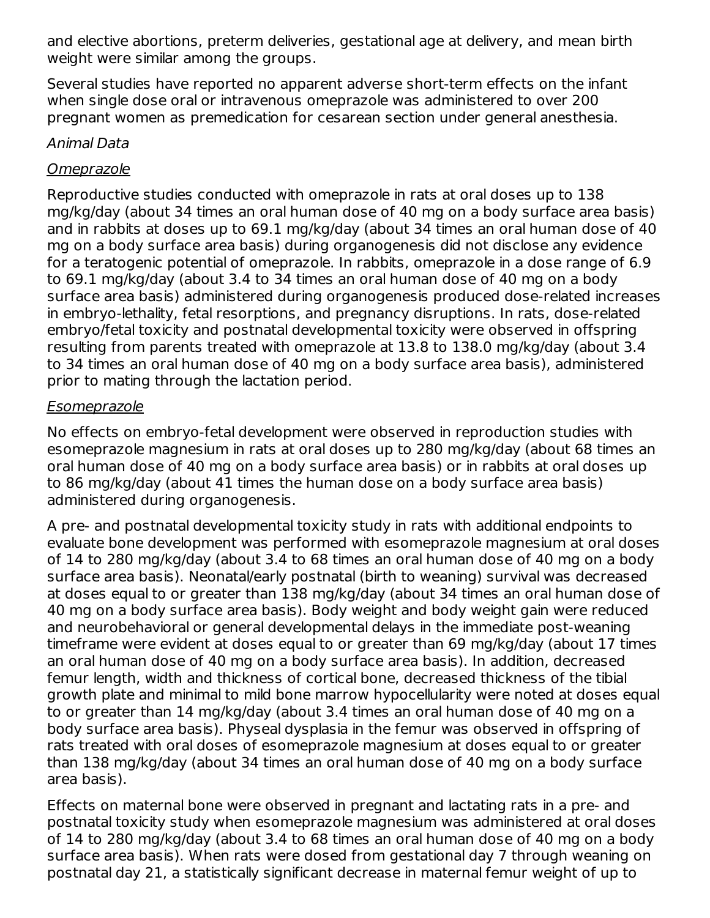and elective abortions, preterm deliveries, gestational age at delivery, and mean birth weight were similar among the groups.

Several studies have reported no apparent adverse short-term effects on the infant when single dose oral or intravenous omeprazole was administered to over 200 pregnant women as premedication for cesarean section under general anesthesia.

*Animal Data*

Omeprazole

Reproductive studies conducted with omeprazole in rats at oral doses up to 138 mg/kg/day (about 34 times an oral human dose of 40 mg on a body surface area basis) and in rabbits at doses up to 69.1 mg/kg/day (about 34 times an oral human dose of 40 mg on a body surface area basis) during organogenesis did not disclose any evidence for a teratogenic potential of omeprazole. In rabbits, omeprazole in a dose range of 6.9 to 69.1 mg/kg/day (about 3.4 to 34 times an oral human dose of 40 mg on a body surface area basis) administered during organogenesis produced dose-related increases in embryo-lethality, fetal resorptions, and pregnancy disruptions. In rats, dose-related embryo/fetal toxicity and postnatal developmental toxicity were observed in offspring resulting from parents treated with omeprazole at 13.8 to 138.0 mg/kg/day (about 3.4 to 34 times an oral human dose of 40 mg on a body surface area basis), administered prior to mating through the lactation period.

Esomeprazole

No effects on embryo-fetal development were observed in reproduction studies with esomeprazole magnesium in rats at oral doses up to 280 mg/kg/day (about 68 times an oral human dose of 40 mg on a body surface area basis) or in rabbits at oral doses up to 86 mg/kg/day (about 41 times the human dose on a body surface area basis) administered during organogenesis.

A pre- and postnatal developmental toxicity study in rats with additional endpoints to evaluate bone development was performed with esomeprazole magnesium at oral doses of 14 to 280 mg/kg/day (about 3.4 to 68 times an oral human dose of 40 mg on a body surface area basis). Neonatal/early postnatal (birth to weaning) survival was decreased at doses equal to or greater than 138 mg/kg/day (about 34 times an oral human dose of 40 mg on a body surface area basis). Body weight and body weight gain were reduced and neurobehavioral or general developmental delays in the immediate post-weaning timeframe were evident at doses equal to or greater than 69 mg/kg/day (about 17 times an oral human dose of 40 mg on a body surface area basis). In addition, decreased femur length, width and thickness of cortical bone, decreased thickness of the tibial growth plate and minimal to mild bone marrow hypocellularity were noted at doses equal to or greater than 14 mg/kg/day (about 3.4 times an oral human dose of 40 mg on a body surface area basis). Physeal dysplasia in the femur was observed in offspring of rats treated with oral doses of esomeprazole magnesium at doses equal to or greater than 138 mg/kg/day (about 34 times an oral human dose of 40 mg on a body surface area basis).

Effects on maternal bone were observed in pregnant and lactating rats in a pre- and postnatal toxicity study when esomeprazole magnesium was administered at oral doses of 14 to 280 mg/kg/day (about 3.4 to 68 times an oral human dose of 40 mg on a body surface area basis). When rats were dosed from gestational day 7 through weaning on postnatal day 21, a statistically significant decrease in maternal femur weight of up to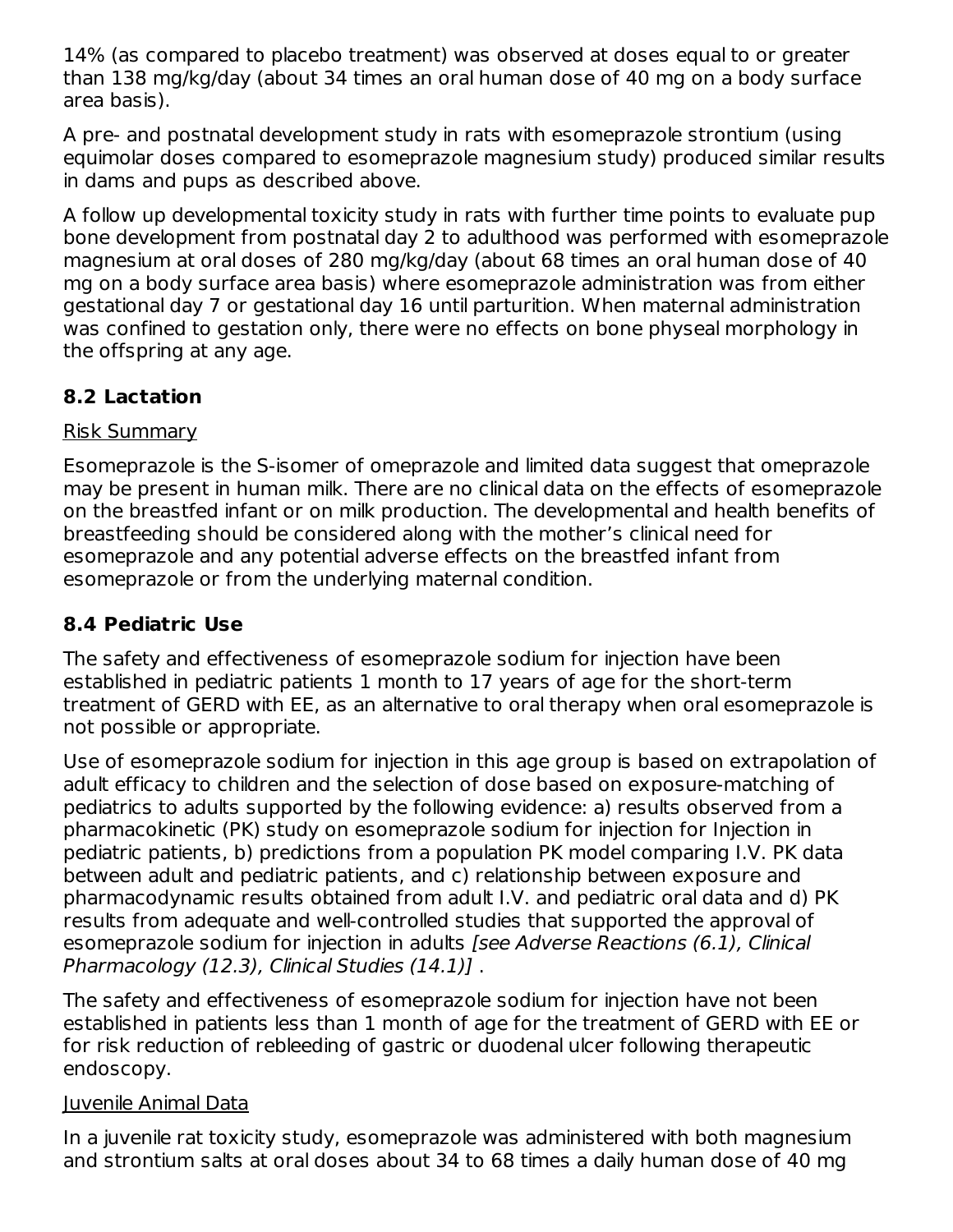14% (as compared to placebo treatment) was observed at doses equal to or greater than 138 mg/kg/day (about 34 times an oral human dose of 40 mg on a body surface area basis).

A pre- and postnatal development study in rats with esomeprazole strontium (using equimolar doses compared to esomeprazole magnesium study) produced similar results in dams and pups as described above.

A follow up developmental toxicity study in rats with further time points to evaluate pup bone development from postnatal day 2 to adulthood was performed with esomeprazole magnesium at oral doses of 280 mg/kg/day (about 68 times an oral human dose of 40 mg on a body surface area basis) where esomeprazole administration was from either gestational day 7 or gestational day 16 until parturition. When maternal administration was confined to gestation only, there were no effects on bone physeal morphology in the offspring at any age.

## 8.2 Lactation

Risk Summary

Esomeprazole is the S-isomer of omeprazole and limited data suggest that omeprazole may be present in human milk. There are no clinical data on the effects of esomeprazole on the breastfed infant or on milk production. The developmental and health benefits of breastfeeding should be considered along with the mother's clinical need for esomeprazole and any potential adverse effects on the breastfed infant from esomeprazole or from the underlying maternal condition.

## 8.4 Pediatric Use

The safety and effectiveness of esomeprazole sodium for injection have been established in pediatric patients 1 month to 17 years of age for the short-term treatment of GERD with EE, as an alternative to oral therapy when oral esomeprazole is not possible or appropriate.

Use of esomeprazole sodium for injection in this age group is based on extrapolation of adult efficacy to children and the selection of dose based on exposure-matching of pediatrics to adults supported by the following evidence: a) results observed from a pharmacokinetic (PK) study on esomeprazole sodium for injection for Injection in pediatric patients, b) predictions from a population PK model comparing I.V. PK data between adult and pediatric patients, and c) relationship between exposure and pharmacodynamic results obtained from adult I.V. and pediatric oral data and d) PK results from adequate and well-controlled studies that supported the approval of esomeprazole sodium for injection in adults *[see Adverse Reactions (6.1), Clinical Pharmacology (12.3), Clinical Studies (14.1)]* .

The safety and effectiveness of esomeprazole sodium for injection have not been established in patients less than 1 month of age for the treatment of GERD with EE or for risk reduction of rebleeding of gastric or duodenal ulcer following therapeutic endoscopy.

Juvenile Animal Data

In a juvenile rat toxicity study, esomeprazole was administered with both magnesium and strontium salts at oral doses about 34 to 68 times a daily human dose of 40 mg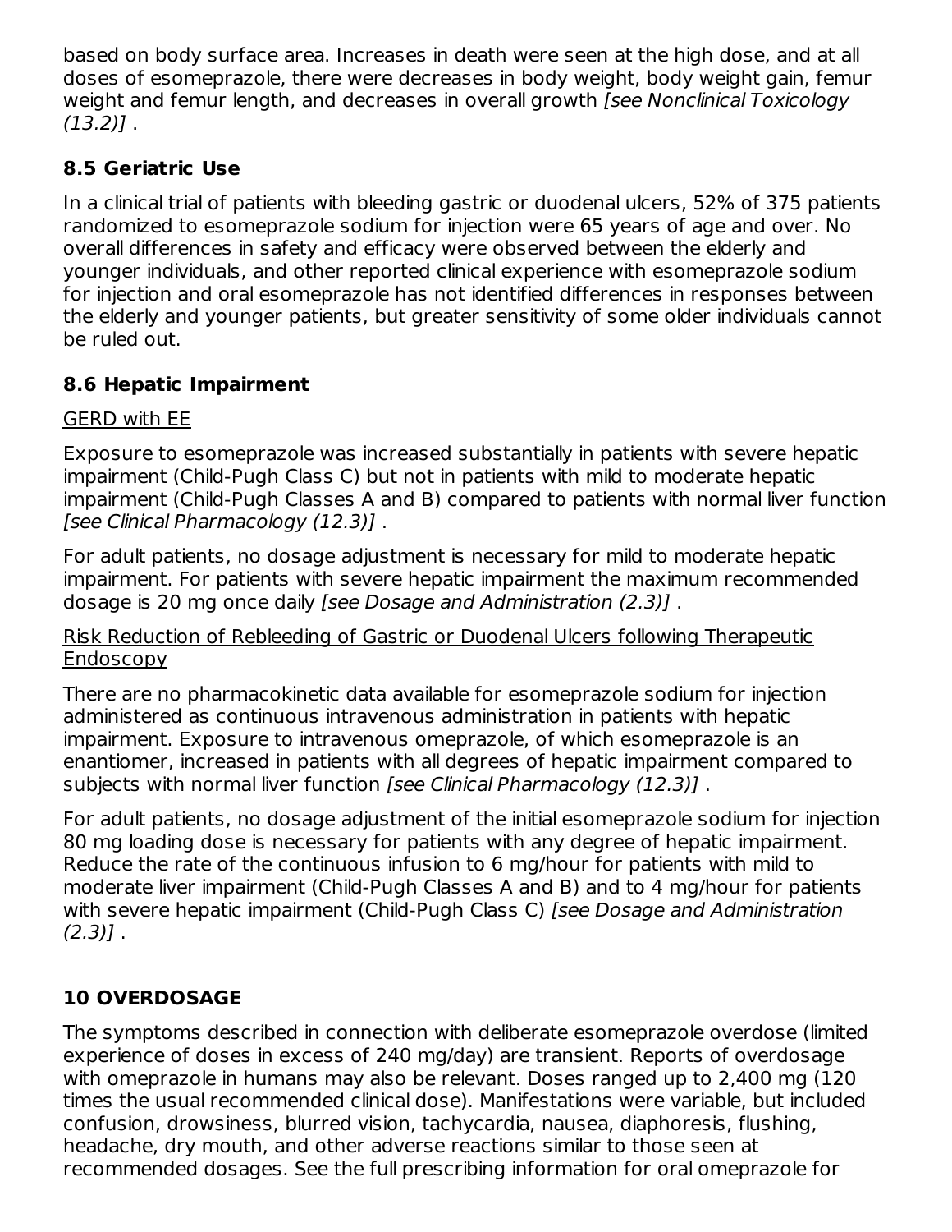based on body surface area. Increases in death were seen at the high dose, and at all doses of esomeprazole, there were decreases in body weight, body weight gain, femur weight and femur length, and decreases in overall growth *[see Nonclinical Toxicology (13.2)]* .

### 8.5 Geriatric Use

In a clinical trial of patients with bleeding gastric or duodenal ulcers, 52% of 375 patients randomized to esomeprazole sodium for injection were 65 years of age and over. No overall differences in safety and efficacy were observed between the elderly and younger individuals, and other reported clinical experience with esomeprazole sodium for injection and oral esomeprazole has not identified differences in responses between the elderly and younger patients, but greater sensitivity of some older individuals cannot be ruled out.

### 8.6 Hepatic Impairment

GERD with EE

Exposure to esomeprazole was increased substantially in patients with severe hepatic impairment (Child-Pugh Class C) but not in patients with mild to moderate hepatic impairment (Child-Pugh Classes A and B) compared to patients with normal liver function *[see Clinical Pharmacology (12.3)]* .

For adult patients, no dosage adjustment is necessary for mild to moderate hepatic impairment. For patients with severe hepatic impairment the maximum recommended dosage is 20 mg once daily *[see Dosage and Administration (2.3)]* .

Risk Reduction of Rebleeding of Gastric or Duodenal Ulcers following Therapeutic Endoscopy

There are no pharmacokinetic data available for esomeprazole sodium for injection administered as continuous intravenous administration in patients with hepatic impairment. Exposure to intravenous omeprazole, of which esomeprazole is an enantiomer, increased in patients with all degrees of hepatic impairment compared to subjects with normal liver function *[see Clinical Pharmacology (12.3)]* .

For adult patients, no dosage adjustment of the initial esomeprazole sodium for injection 80 mg loading dose is necessary for patients with any degree of hepatic impairment. Reduce the rate of the continuous infusion to 6 mg/hour for patients with mild to moderate liver impairment (Child-Pugh Classes A and B) and to 4 mg/hour for patients with severe hepatic impairment (Child-Pugh Class C) *[see Dosage and Administration (2.3)]* .

## 10 OVERDOSAGE

The symptoms described in connection with deliberate esomeprazole overdose (limited experience of doses in excess of 240 mg/day) are transient. Reports of overdosage with omeprazole in humans may also be relevant. Doses ranged up to 2,400 mg (120 times the usual recommended clinical dose). Manifestations were variable, but included confusion, drowsiness, blurred vision, tachycardia, nausea, diaphoresis, flushing, headache, dry mouth, and other adverse reactions similar to those seen at recommended dosages. See the full prescribing information for oral omeprazole for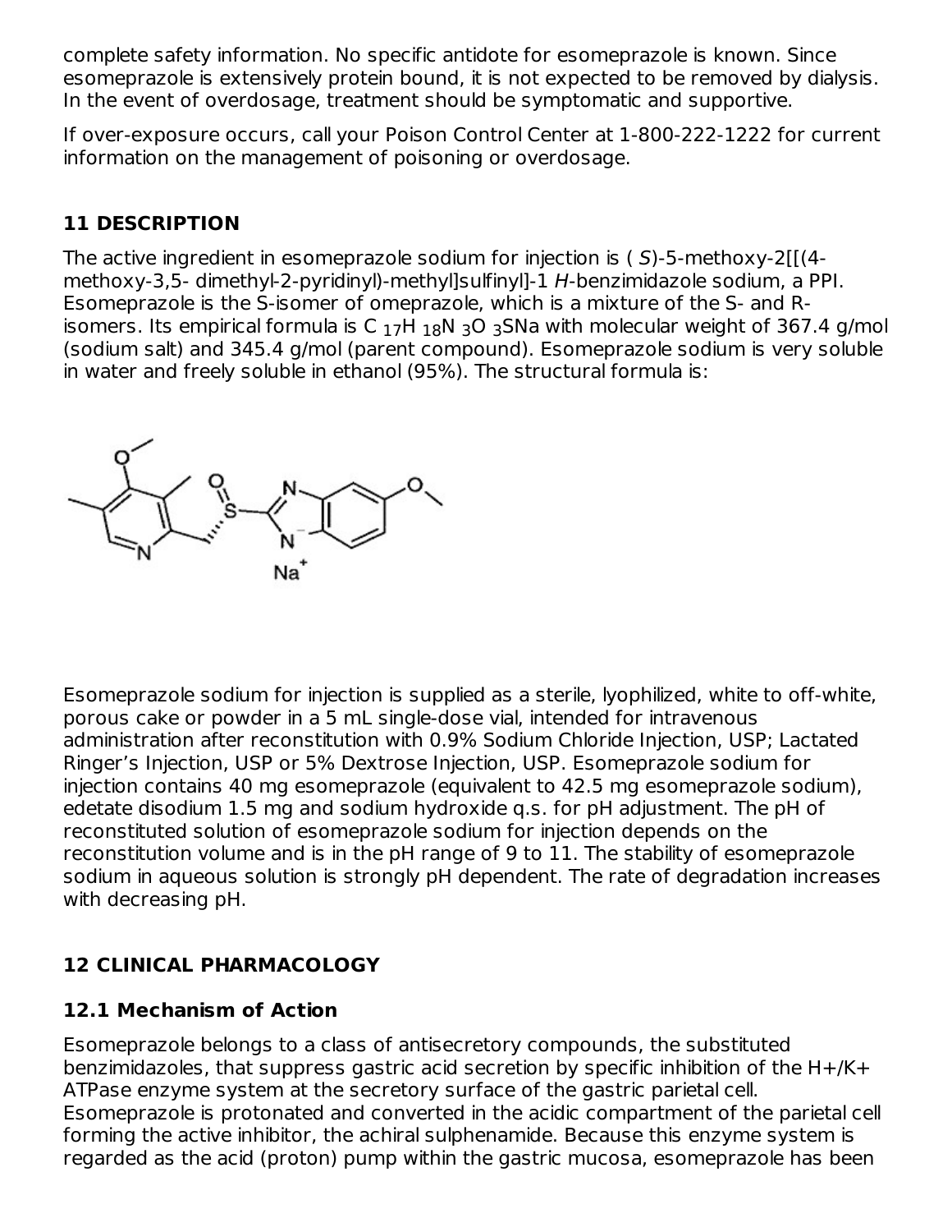complete safety information. No specific antidote for esomeprazole is known. Since esomeprazole is extensively protein bound, it is not expected to be removed by dialysis. In the event of overdosage, treatment should be symptomatic and supportive.

If over-exposure occurs, call your Poison Control Center at 1-800-222-1222 for current information on the management of poisoning or overdosage.

## 11 DESCRIPTION

The active ingredient in esomeprazole sodium for injection is ( *S*)-5-methoxy-2[[(4-methoxy-3,5- dimethyl-2-pyridinyl)-methyl]sulfinyl]-1 *H*-benzimidazole sodium, a PPI. Esomeprazole is the S-isomer of omeprazole, which is a mixture of the S- and R-isomers. Its empirical formula is $C_{17}H_{18}N_3O_3SNa$ with molecular weight of 367.4 g/mol (sodium salt) and 345.4 g/mol (parent compound). Esomeprazole sodium is very soluble in water and freely soluble in ethanol (95%). The structural formula is:

Esomeprazole sodium for injection is supplied as a sterile, lyophilized, white to off-white, porous cake or powder in a 5 mL single-dose vial, intended for intravenous administration after reconstitution with 0.9% Sodium Chloride Injection, USP; Lactated Ringer's Injection, USP or 5% Dextrose Injection, USP. Esomeprazole sodium for injection contains 40 mg esomeprazole (equivalent to 42.5 mg esomeprazole sodium), edetate disodium 1.5 mg and sodium hydroxide q.s. for pH adjustment. The pH of reconstituted solution of esomeprazole sodium for injection depends on the reconstitution volume and is in the pH range of 9 to 11. The stability of esomeprazole sodium in aqueous solution is strongly pH dependent. The rate of degradation increases with decreasing pH.

## 12 CLINICAL PHARMACOLOGY

### 12.1 Mechanism of Action

Esomeprazole belongs to a class of antisecretory compounds, the substituted benzimidazoles, that suppress gastric acid secretion by specific inhibition of the H+/K+ ATPase enzyme system at the secretory surface of the gastric parietal cell. Esomeprazole is protonated and converted in the acidic compartment of the parietal cell forming the active inhibitor, the achiral sulphenamide. Because this enzyme system is regarded as the acid (proton) pump within the gastric mucosa, esomeprazole has been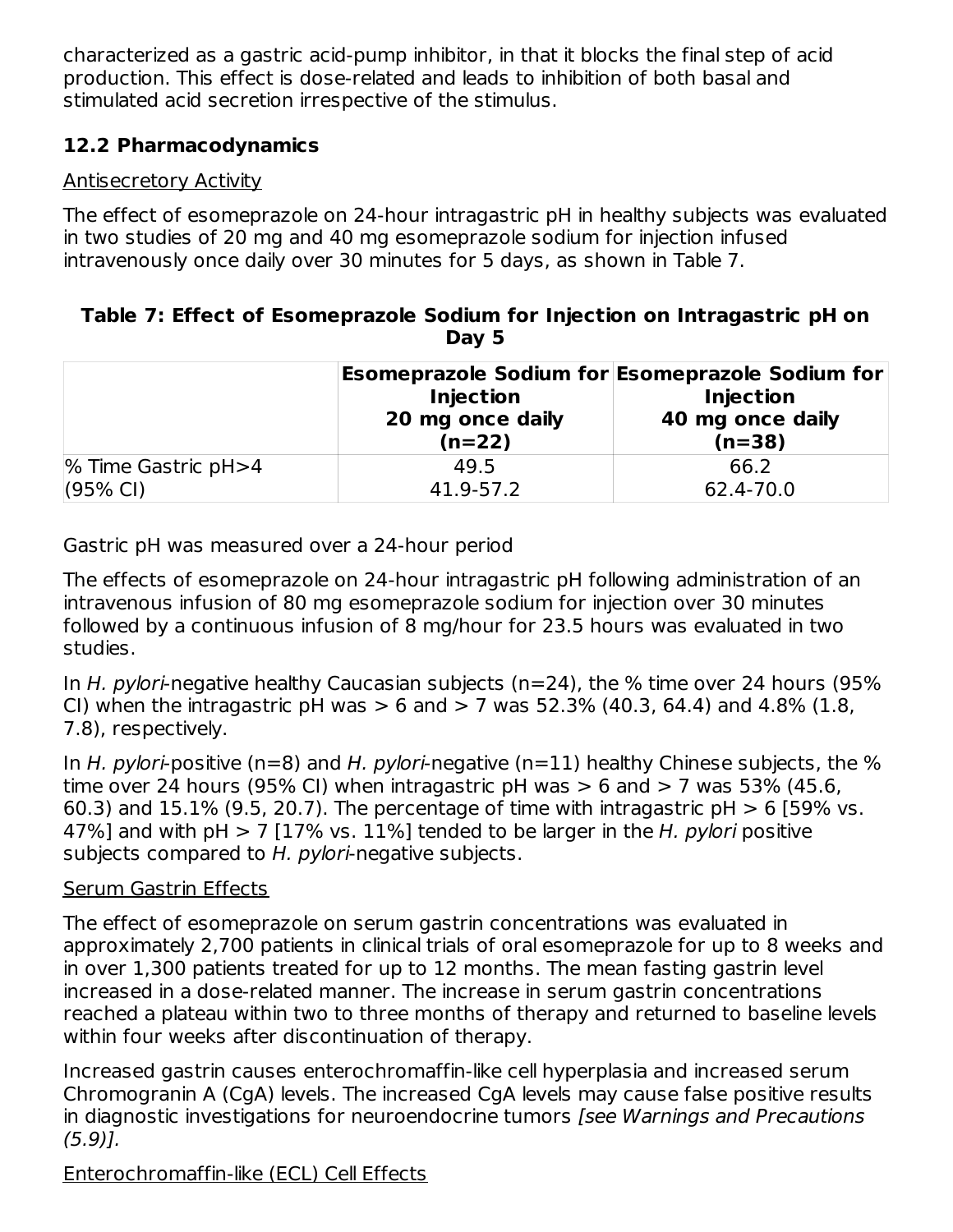characterized as a gastric acid-pump inhibitor, in that it blocks the final step of acid production. This effect is dose-related and leads to inhibition of both basal and stimulated acid secretion irrespective of the stimulus.

### 12.2 Pharmacodynamics

Antisecretory Activity

The effect of esomeprazole on 24-hour intragastric pH in healthy subjects was evaluated in two studies of 20 mg and 40 mg esomeprazole sodium for injection infused intravenously once daily over 30 minutes for 5 days, as shown in Table 7.

**Table 7: Effect of Esomeprazole Sodium for Injection on Intragastric pH on Day 5**

| | Esomeprazole Sodium for Injection 20 mg once daily (n=22) | Esomeprazole Sodium for Injection 40 mg once daily (n=38) |
|---|---|---|
| % Time Gastric pH>4 | 49.5 | 66.2 |
| (95% CI) | 41.9-57.2 | 62.4-70.0 |

Gastric pH was measured over a 24-hour period

The effects of esomeprazole on 24-hour intragastric pH following administration of an intravenous infusion of 80 mg esomeprazole sodium for injection over 30 minutes followed by a continuous infusion of 8 mg/hour for 23.5 hours was evaluated in two studies.

In *H. pylori*-negative healthy Caucasian subjects (n=24), the % time over 24 hours (95% CI) when the intragastric pH was > 6 and > 7 was 52.3% (40.3, 64.4) and 4.8% (1.8, 7.8), respectively.

In *H. pylori*-positive (n=8) and *H. pylori*-negative (n=11) healthy Chinese subjects, the % time over 24 hours (95% CI) when intragastric pH was > 6 and > 7 was 53% (45.6, 60.3) and 15.1% (9.5, 20.7). The percentage of time with intragastric pH > 6 [59% vs. 47%] and with pH > 7 [17% vs. 11%] tended to be larger in the *H. pylori* positive subjects compared to *H. pylori*-negative subjects.

Serum Gastrin Effects

The effect of esomeprazole on serum gastrin concentrations was evaluated in approximately 2,700 patients in clinical trials of oral esomeprazole for up to 8 weeks and in over 1,300 patients treated for up to 12 months. The mean fasting gastrin level increased in a dose-related manner. The increase in serum gastrin concentrations reached a plateau within two to three months of therapy and returned to baseline levels within four weeks after discontinuation of therapy.

Increased gastrin causes enterochromaffin-like cell hyperplasia and increased serum Chromogranin A (CgA) levels. The increased CgA levels may cause false positive results in diagnostic investigations for neuroendocrine tumors *[see Warnings and Precautions (5.9)]*.

Enterochromaffin-like (ECL) Cell Effects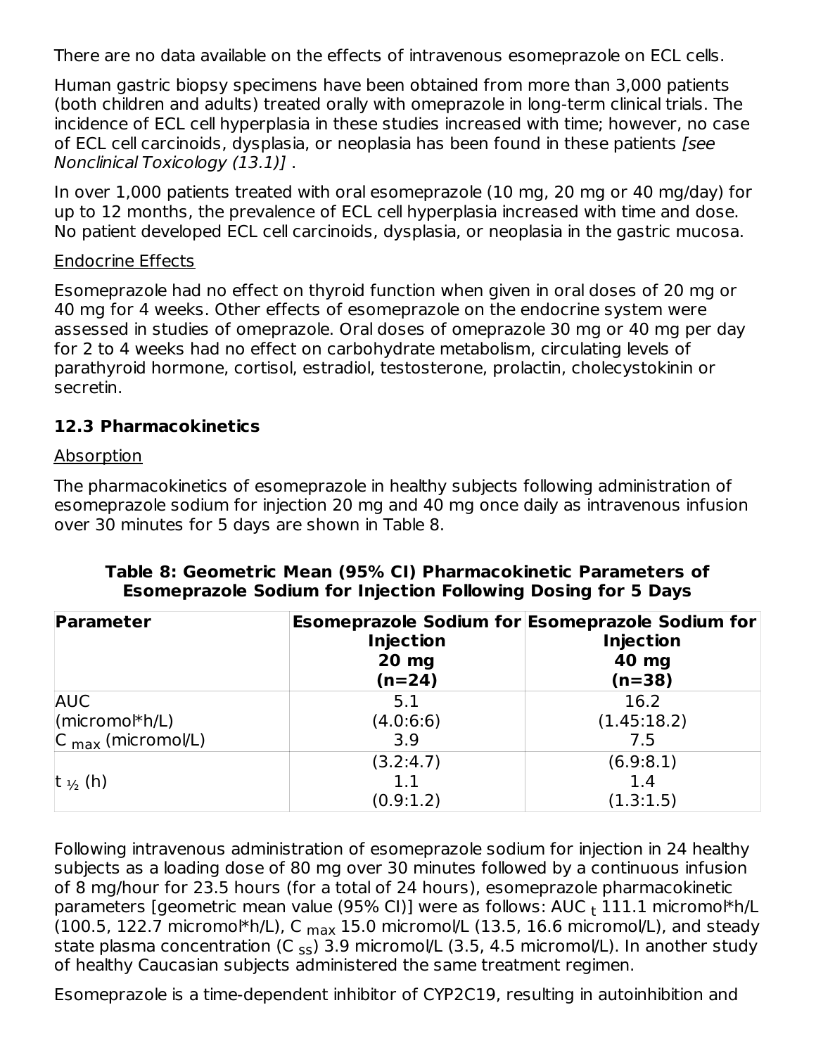There are no data available on the effects of intravenous esomeprazole on ECL cells.

Human gastric biopsy specimens have been obtained from more than 3,000 patients (both children and adults) treated orally with omeprazole in long-term clinical trials. The incidence of ECL cell hyperplasia in these studies increased with time; however, no case of ECL cell carcinoids, dysplasia, or neoplasia has been found in these patients *[see Nonclinical Toxicology (13.1)]* .

In over 1,000 patients treated with oral esomeprazole (10 mg, 20 mg or 40 mg/day) for up to 12 months, the prevalence of ECL cell hyperplasia increased with time and dose. No patient developed ECL cell carcinoids, dysplasia, or neoplasia in the gastric mucosa.

Endocrine Effects

Esomeprazole had no effect on thyroid function when given in oral doses of 20 mg or 40 mg for 4 weeks. Other effects of esomeprazole on the endocrine system were assessed in studies of omeprazole. Oral doses of omeprazole 30 mg or 40 mg per day for 2 to 4 weeks had no effect on carbohydrate metabolism, circulating levels of parathyroid hormone, cortisol, estradiol, testosterone, prolactin, cholecystokinin or secretin.

### 12.3 Pharmacokinetics

Absorption

The pharmacokinetics of esomeprazole in healthy subjects following administration of esomeprazole sodium for injection 20 mg and 40 mg once daily as intravenous infusion over 30 minutes for 5 days are shown in Table 8.

**Table 8: Geometric Mean (95% CI) Pharmacokinetic Parameters of Esomeprazole Sodium for Injection Following Dosing for 5 Days**

| Parameter | Esomeprazole Sodium for Injection 20 mg (n=24) | Esomeprazole Sodium for Injection 40 mg (n=38) |
|---|---|---|
| AUC (micromol*h/L) | 5.1 (4.0:6:6) | 16.2 (1.45:18.2) |
| $C_{max}$ (micromol/L) | 3.9 (3.2:4.7) | 7.5 (6.9:8.1) |
| $t_{½}$ (h) | 1.1 (0.9:1.2) | 1.4 (1.3:1.5) |

Following intravenous administration of esomeprazole sodium for injection in 24 healthy subjects as a loading dose of 80 mg over 30 minutes followed by a continuous infusion of 8 mg/hour for 23.5 hours (for a total of 24 hours), esomeprazole pharmacokinetic parameters [geometric mean value (95% CI)] were as follows: $AUC_t$ 111.1 micromol*h/L (100.5, 122.7 micromol*h/L), $C_{max}$ 15.0 micromol/L (13.5, 16.6 micromol/L), and steady state plasma concentration ($C_{ss}$) 3.9 micromol/L (3.5, 4.5 micromol/L). In another study of healthy Caucasian subjects administered the same treatment regimen.

Esomeprazole is a time-dependent inhibitor of CYP2C19, resulting in autoinhibition and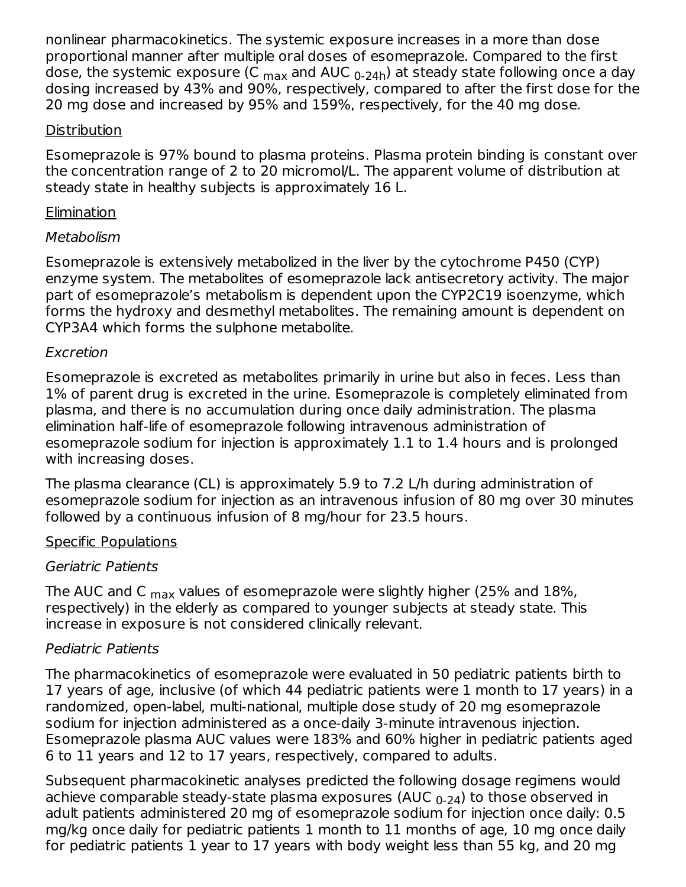nonlinear pharmacokinetics. The systemic exposure increases in a more than dose proportional manner after multiple oral doses of esomeprazole. Compared to the first dose, the systemic exposure ($C_{max}$ and $AUC_{0\text{-}24h}$) at steady state following once a day dosing increased by 43% and 90%, respectively, compared to after the first dose for the 20 mg dose and increased by 95% and 159%, respectively, for the 40 mg dose.

Distribution

Esomeprazole is 97% bound to plasma proteins. Plasma protein binding is constant over the concentration range of 2 to 20 micromol/L. The apparent volume of distribution at steady state in healthy subjects is approximately 16 L.

Elimination

*Metabolism*

Esomeprazole is extensively metabolized in the liver by the cytochrome P450 (CYP) enzyme system. The metabolites of esomeprazole lack antisecretory activity. The major part of esomeprazole's metabolism is dependent upon the CYP2C19 isoenzyme, which forms the hydroxy and desmethyl metabolites. The remaining amount is dependent on CYP3A4 which forms the sulphone metabolite.

*Excretion*

Esomeprazole is excreted as metabolites primarily in urine but also in feces. Less than 1% of parent drug is excreted in the urine. Esomeprazole is completely eliminated from plasma, and there is no accumulation during once daily administration. The plasma elimination half-life of esomeprazole following intravenous administration of esomeprazole sodium for injection is approximately 1.1 to 1.4 hours and is prolonged with increasing doses.

The plasma clearance (CL) is approximately 5.9 to 7.2 L/h during administration of esomeprazole sodium for injection as an intravenous infusion of 80 mg over 30 minutes followed by a continuous infusion of 8 mg/hour for 23.5 hours.

Specific Populations

*Geriatric Patients*

The AUC and $C_{max}$ values of esomeprazole were slightly higher (25% and 18%, respectively) in the elderly as compared to younger subjects at steady state. This increase in exposure is not considered clinically relevant.

*Pediatric Patients*

The pharmacokinetics of esomeprazole were evaluated in 50 pediatric patients birth to 17 years of age, inclusive (of which 44 pediatric patients were 1 month to 17 years) in a randomized, open-label, multi-national, multiple dose study of 20 mg esomeprazole sodium for injection administered as a once-daily 3-minute intravenous injection. Esomeprazole plasma AUC values were 183% and 60% higher in pediatric patients aged 6 to 11 years and 12 to 17 years, respectively, compared to adults.

Subsequent pharmacokinetic analyses predicted the following dosage regimens would achieve comparable steady-state plasma exposures ($AUC_{0\text{-}24}$) to those observed in adult patients administered 20 mg of esomeprazole sodium for injection once daily: 0.5 mg/kg once daily for pediatric patients 1 month to 11 months of age, 10 mg once daily for pediatric patients 1 year to 17 years with body weight less than 55 kg, and 20 mg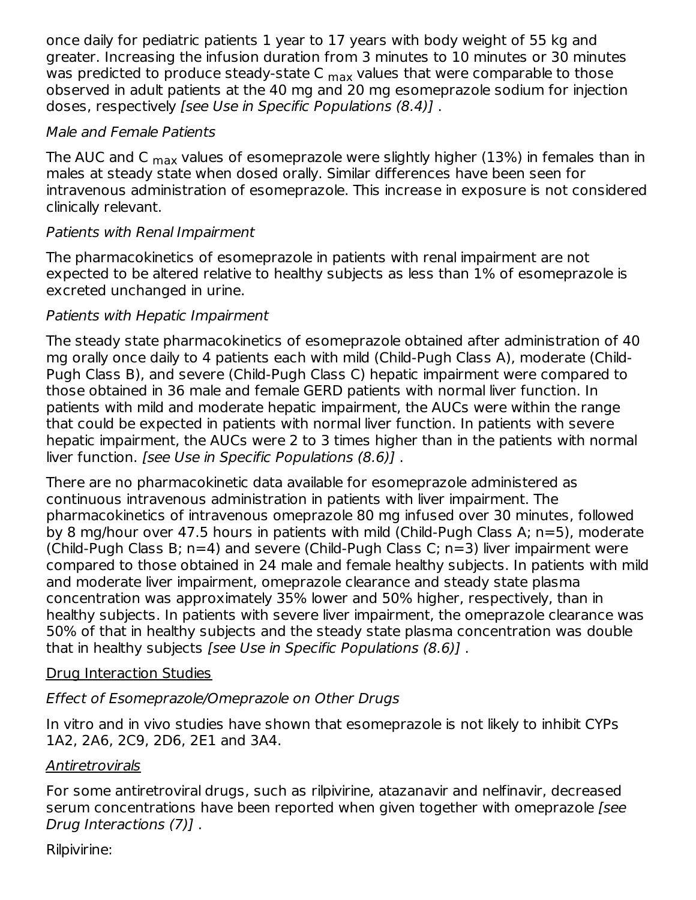once daily for pediatric patients 1 year to 17 years with body weight of 55 kg and greater. Increasing the infusion duration from 3 minutes to 10 minutes or 30 minutes was predicted to produce steady-state $C_{max}$ values that were comparable to those observed in adult patients at the 40 mg and 20 mg esomeprazole sodium for injection doses, respectively *[see Use in Specific Populations (8.4)]* .

*Male and Female Patients*

The AUC and $C_{max}$ values of esomeprazole were slightly higher (13%) in females than in males at steady state when dosed orally. Similar differences have been seen for intravenous administration of esomeprazole. This increase in exposure is not considered clinically relevant.

*Patients with Renal Impairment*

The pharmacokinetics of esomeprazole in patients with renal impairment are not expected to be altered relative to healthy subjects as less than 1% of esomeprazole is excreted unchanged in urine.

*Patients with Hepatic Impairment*

The steady state pharmacokinetics of esomeprazole obtained after administration of 40 mg orally once daily to 4 patients each with mild (Child-Pugh Class A), moderate (Child-Pugh Class B), and severe (Child-Pugh Class C) hepatic impairment were compared to those obtained in 36 male and female GERD patients with normal liver function. In patients with mild and moderate hepatic impairment, the AUCs were within the range that could be expected in patients with normal liver function. In patients with severe hepatic impairment, the AUCs were 2 to 3 times higher than in the patients with normal liver function. *[see Use in Specific Populations (8.6)]* .

There are no pharmacokinetic data available for esomeprazole administered as continuous intravenous administration in patients with liver impairment. The pharmacokinetics of intravenous omeprazole 80 mg infused over 30 minutes, followed by 8 mg/hour over 47.5 hours in patients with mild (Child-Pugh Class A; n=5), moderate (Child-Pugh Class B; n=4) and severe (Child-Pugh Class C; n=3) liver impairment were compared to those obtained in 24 male and female healthy subjects. In patients with mild and moderate liver impairment, omeprazole clearance and steady state plasma concentration was approximately 35% lower and 50% higher, respectively, than in healthy subjects. In patients with severe liver impairment, the omeprazole clearance was 50% of that in healthy subjects and the steady state plasma concentration was double that in healthy subjects *[see Use in Specific Populations (8.6)]* .

<u>Drug Interaction Studies</u>

*Effect of Esomeprazole/Omeprazole on Other Drugs*

In vitro and in vivo studies have shown that esomeprazole is not likely to inhibit CYPs 1A2, 2A6, 2C9, 2D6, 2E1 and 3A4.

*<u>Antiretrovirals</u>*

For some antiretroviral drugs, such as rilpivirine, atazanavir and nelfinavir, decreased serum concentrations have been reported when given together with omeprazole *[see Drug Interactions (7)]* .

Rilpivirine: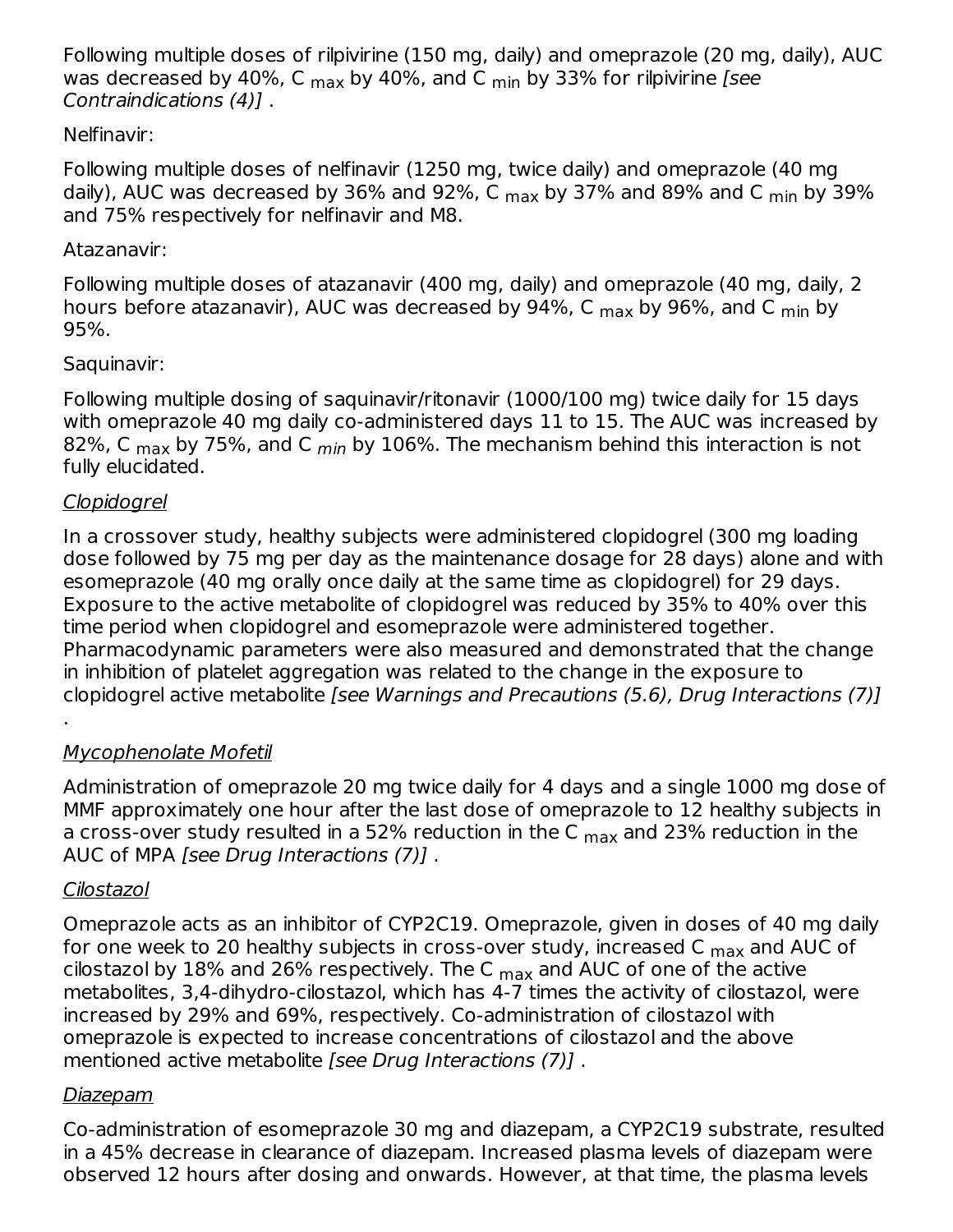Following multiple doses of rilpivirine (150 mg, daily) and omeprazole (20 mg, daily), AUC was decreased by 40%, $C_{max}$ by 40%, and $C_{min}$ by 33% for rilpivirine *[see Contraindications (4)]* .

Nelfinavir:

Following multiple doses of nelfinavir (1250 mg, twice daily) and omeprazole (40 mg daily), AUC was decreased by 36% and 92%, $C_{max}$ by 37% and 89% and $C_{min}$ by 39% and 75% respectively for nelfinavir and M8.

Atazanavir:

Following multiple doses of atazanavir (400 mg, daily) and omeprazole (40 mg, daily, 2 hours before atazanavir), AUC was decreased by 94%, $C_{max}$ by 96%, and $C_{min}$ by 95%.

Saquinavir:

Following multiple dosing of saquinavir/ritonavir (1000/100 mg) twice daily for 15 days with omeprazole 40 mg daily co-administered days 11 to 15. The AUC was increased by 82%, $C_{max}$ by 75%, and $C_{min}$ by 106%. The mechanism behind this interaction is not fully elucidated.

Clopidogrel

In a crossover study, healthy subjects were administered clopidogrel (300 mg loading dose followed by 75 mg per day as the maintenance dosage for 28 days) alone and with esomeprazole (40 mg orally once daily at the same time as clopidogrel) for 29 days. Exposure to the active metabolite of clopidogrel was reduced by 35% to 40% over this time period when clopidogrel and esomeprazole were administered together. Pharmacodynamic parameters were also measured and demonstrated that the change in inhibition of platelet aggregation was related to the change in the exposure to clopidogrel active metabolite *[see Warnings and Precautions (5.6), Drug Interactions (7)]* .

Mycophenolate Mofetil

Administration of omeprazole 20 mg twice daily for 4 days and a single 1000 mg dose of MMF approximately one hour after the last dose of omeprazole to 12 healthy subjects in a cross-over study resulted in a 52% reduction in the $C_{max}$ and 23% reduction in the AUC of MPA *[see Drug Interactions (7)]* .

Cilostazol

Omeprazole acts as an inhibitor of CYP2C19. Omeprazole, given in doses of 40 mg daily for one week to 20 healthy subjects in cross-over study, increased $C_{max}$ and AUC of cilostazol by 18% and 26% respectively. The $C_{max}$ and AUC of one of the active metabolites, 3,4-dihydro-cilostazol, which has 4-7 times the activity of cilostazol, were increased by 29% and 69%, respectively. Co-administration of cilostazol with omeprazole is expected to increase concentrations of cilostazol and the above mentioned active metabolite *[see Drug Interactions (7)]* .

Diazepam

Co-administration of esomeprazole 30 mg and diazepam, a CYP2C19 substrate, resulted in a 45% decrease in clearance of diazepam. Increased plasma levels of diazepam were observed 12 hours after dosing and onwards. However, at that time, the plasma levels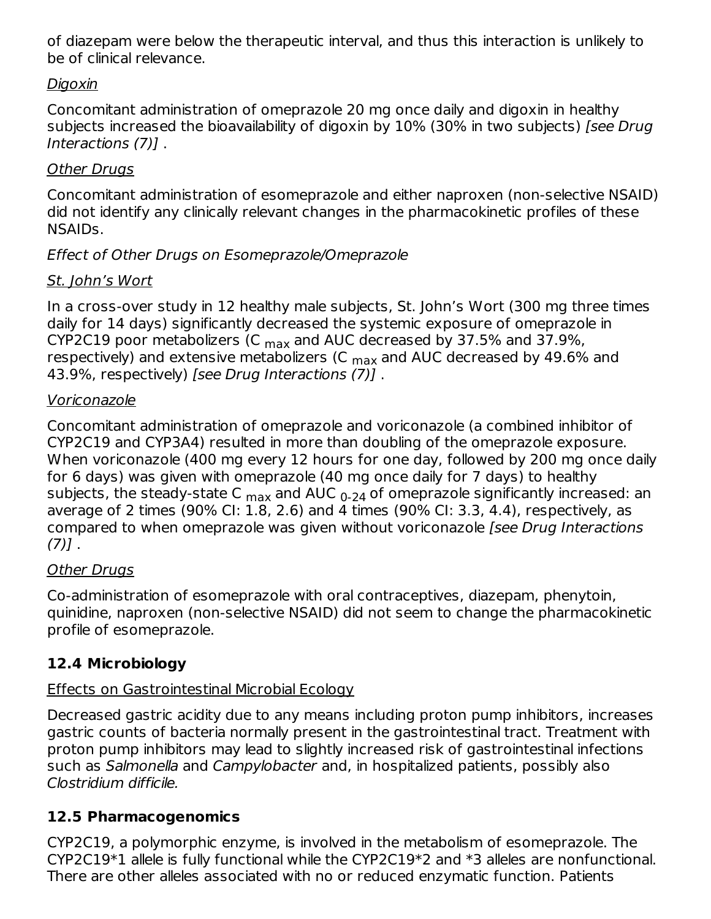of diazepam were below the therapeutic interval, and thus this interaction is unlikely to be of clinical relevance.

Digoxin

Concomitant administration of omeprazole 20 mg once daily and digoxin in healthy subjects increased the bioavailability of digoxin by 10% (30% in two subjects) *[see Drug Interactions (7)]* .

Other Drugs

Concomitant administration of esomeprazole and either naproxen (non-selective NSAID) did not identify any clinically relevant changes in the pharmacokinetic profiles of these NSAIDs.

*Effect of Other Drugs on Esomeprazole/Omeprazole*

St. John's Wort

In a cross-over study in 12 healthy male subjects, St. John's Wort (300 mg three times daily for 14 days) significantly decreased the systemic exposure of omeprazole in CYP2C19 poor metabolizers ($C_{max}$ and AUC decreased by 37.5% and 37.9%, respectively) and extensive metabolizers ($C_{max}$ and AUC decreased by 49.6% and 43.9%, respectively) *[see Drug Interactions (7)]* .

Voriconazole

Concomitant administration of omeprazole and voriconazole (a combined inhibitor of CYP2C19 and CYP3A4) resulted in more than doubling of the omeprazole exposure. When voriconazole (400 mg every 12 hours for one day, followed by 200 mg once daily for 6 days) was given with omeprazole (40 mg once daily for 7 days) to healthy subjects, the steady-state $C_{max}$ and $AUC_{0-24}$ of omeprazole significantly increased: an average of 2 times (90% CI: 1.8, 2.6) and 4 times (90% CI: 3.3, 4.4), respectively, as compared to when omeprazole was given without voriconazole *[see Drug Interactions (7)]* .

Other Drugs

Co-administration of esomeprazole with oral contraceptives, diazepam, phenytoin, quinidine, naproxen (non-selective NSAID) did not seem to change the pharmacokinetic profile of esomeprazole.

### 12.4 Microbiology

Effects on Gastrointestinal Microbial Ecology

Decreased gastric acidity due to any means including proton pump inhibitors, increases gastric counts of bacteria normally present in the gastrointestinal tract. Treatment with proton pump inhibitors may lead to slightly increased risk of gastrointestinal infections such as *Salmonella* and *Campylobacter* and, in hospitalized patients, possibly also *Clostridium difficile.*

### 12.5 Pharmacogenomics

CYP2C19, a polymorphic enzyme, is involved in the metabolism of esomeprazole. The CYP2C19*1 allele is fully functional while the CYP2C19*2 and *3 alleles are nonfunctional. There are other alleles associated with no or reduced enzymatic function. Patients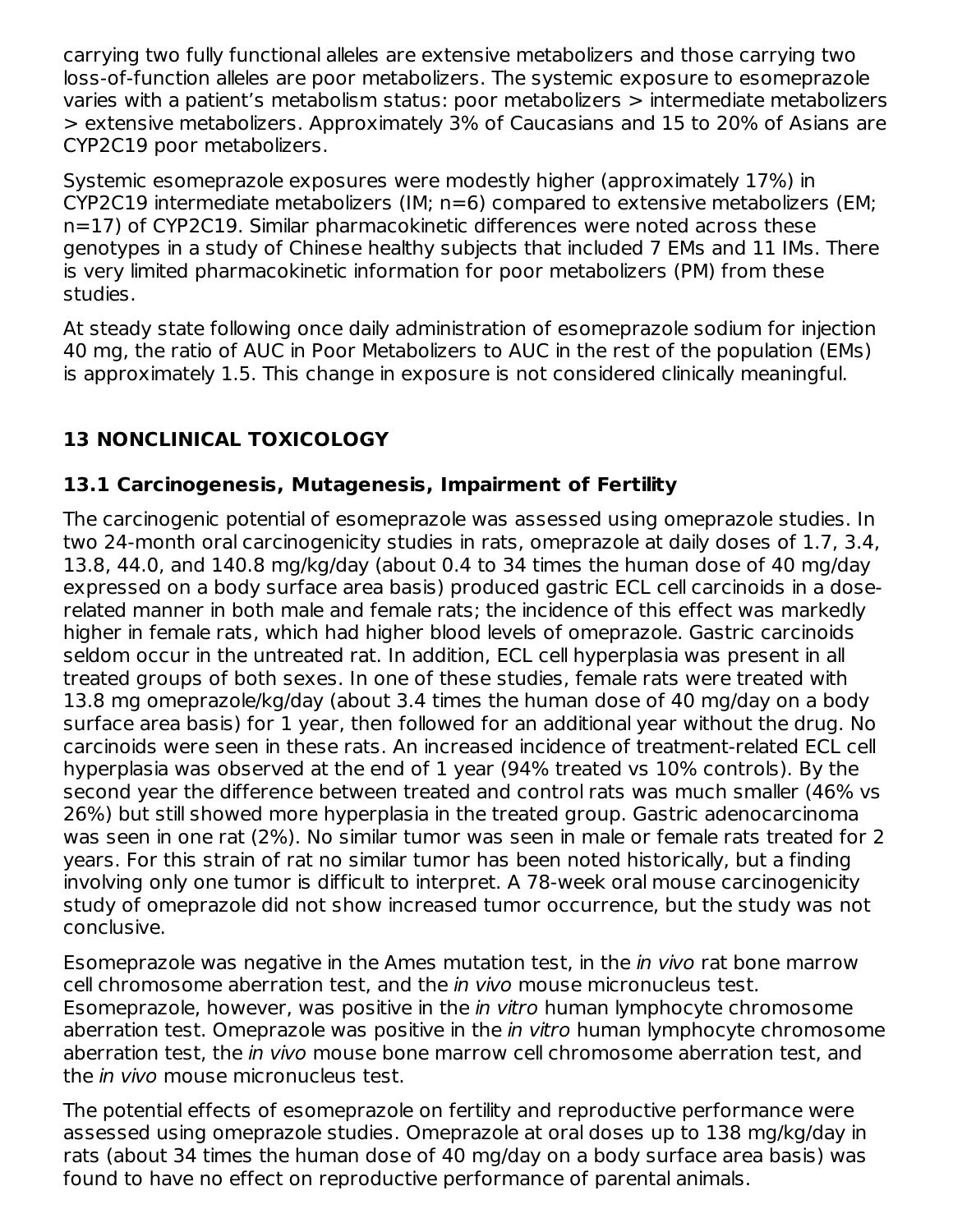carrying two fully functional alleles are extensive metabolizers and those carrying two loss-of-function alleles are poor metabolizers. The systemic exposure to esomeprazole varies with a patient's metabolism status: poor metabolizers > intermediate metabolizers > extensive metabolizers. Approximately 3% of Caucasians and 15 to 20% of Asians are CYP2C19 poor metabolizers.

Systemic esomeprazole exposures were modestly higher (approximately 17%) in CYP2C19 intermediate metabolizers (IM; n=6) compared to extensive metabolizers (EM; n=17) of CYP2C19. Similar pharmacokinetic differences were noted across these genotypes in a study of Chinese healthy subjects that included 7 EMs and 11 IMs. There is very limited pharmacokinetic information for poor metabolizers (PM) from these studies.

At steady state following once daily administration of esomeprazole sodium for injection 40 mg, the ratio of AUC in Poor Metabolizers to AUC in the rest of the population (EMs) is approximately 1.5. This change in exposure is not considered clinically meaningful.

## 13 NONCLINICAL TOXICOLOGY

### 13.1 Carcinogenesis, Mutagenesis, Impairment of Fertility

The carcinogenic potential of esomeprazole was assessed using omeprazole studies. In two 24-month oral carcinogenicity studies in rats, omeprazole at daily doses of 1.7, 3.4, 13.8, 44.0, and 140.8 mg/kg/day (about 0.4 to 34 times the human dose of 40 mg/day expressed on a body surface area basis) produced gastric ECL cell carcinoids in a dose-related manner in both male and female rats; the incidence of this effect was markedly higher in female rats, which had higher blood levels of omeprazole. Gastric carcinoids seldom occur in the untreated rat. In addition, ECL cell hyperplasia was present in all treated groups of both sexes. In one of these studies, female rats were treated with 13.8 mg omeprazole/kg/day (about 3.4 times the human dose of 40 mg/day on a body surface area basis) for 1 year, then followed for an additional year without the drug. No carcinoids were seen in these rats. An increased incidence of treatment-related ECL cell hyperplasia was observed at the end of 1 year (94% treated vs 10% controls). By the second year the difference between treated and control rats was much smaller (46% vs 26%) but still showed more hyperplasia in the treated group. Gastric adenocarcinoma was seen in one rat (2%). No similar tumor was seen in male or female rats treated for 2 years. For this strain of rat no similar tumor has been noted historically, but a finding involving only one tumor is difficult to interpret. A 78-week oral mouse carcinogenicity study of omeprazole did not show increased tumor occurrence, but the study was not conclusive.

Esomeprazole was negative in the Ames mutation test, in the *in vivo* rat bone marrow cell chromosome aberration test, and the *in vivo* mouse micronucleus test. Esomeprazole, however, was positive in the *in vitro* human lymphocyte chromosome aberration test. Omeprazole was positive in the *in vitro* human lymphocyte chromosome aberration test, the *in vivo* mouse bone marrow cell chromosome aberration test, and the *in vivo* mouse micronucleus test.

The potential effects of esomeprazole on fertility and reproductive performance were assessed using omeprazole studies. Omeprazole at oral doses up to 138 mg/kg/day in rats (about 34 times the human dose of 40 mg/day on a body surface area basis) was found to have no effect on reproductive performance of parental animals.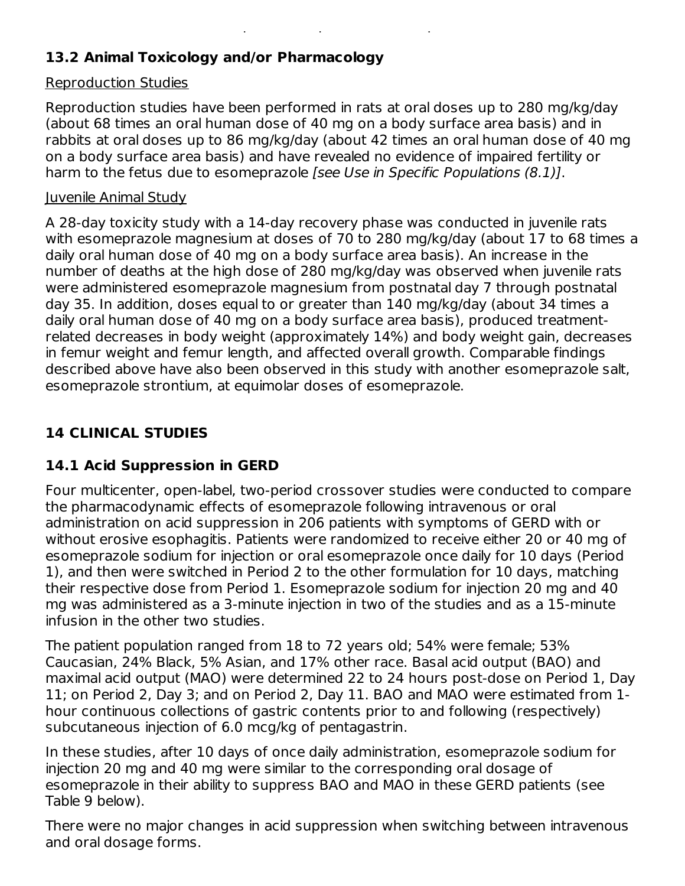### 13.2 Animal Toxicology and/or Pharmacology

Reproduction Studies

Reproduction studies have been performed in rats at oral doses up to 280 mg/kg/day (about 68 times an oral human dose of 40 mg on a body surface area basis) and in rabbits at oral doses up to 86 mg/kg/day (about 42 times an oral human dose of 40 mg on a body surface area basis) and have revealed no evidence of impaired fertility or harm to the fetus due to esomeprazole *[see Use in Specific Populations (8.1)]*.

Juvenile Animal Study

A 28-day toxicity study with a 14-day recovery phase was conducted in juvenile rats with esomeprazole magnesium at doses of 70 to 280 mg/kg/day (about 17 to 68 times a daily oral human dose of 40 mg on a body surface area basis). An increase in the number of deaths at the high dose of 280 mg/kg/day was observed when juvenile rats were administered esomeprazole magnesium from postnatal day 7 through postnatal day 35. In addition, doses equal to or greater than 140 mg/kg/day (about 34 times a daily oral human dose of 40 mg on a body surface area basis), produced treatment-related decreases in body weight (approximately 14%) and body weight gain, decreases in femur weight and femur length, and affected overall growth. Comparable findings described above have also been observed in this study with another esomeprazole salt, esomeprazole strontium, at equimolar doses of esomeprazole.

## 14 CLINICAL STUDIES

### 14.1 Acid Suppression in GERD

Four multicenter, open-label, two-period crossover studies were conducted to compare the pharmacodynamic effects of esomeprazole following intravenous or oral administration on acid suppression in 206 patients with symptoms of GERD with or without erosive esophagitis. Patients were randomized to receive either 20 or 40 mg of esomeprazole sodium for injection or oral esomeprazole once daily for 10 days (Period 1), and then were switched in Period 2 to the other formulation for 10 days, matching their respective dose from Period 1. Esomeprazole sodium for injection 20 mg and 40 mg was administered as a 3-minute injection in two of the studies and as a 15-minute infusion in the other two studies.

The patient population ranged from 18 to 72 years old; 54% were female; 53% Caucasian, 24% Black, 5% Asian, and 17% other race. Basal acid output (BAO) and maximal acid output (MAO) were determined 22 to 24 hours post-dose on Period 1, Day 11; on Period 2, Day 3; and on Period 2, Day 11. BAO and MAO were estimated from 1-hour continuous collections of gastric contents prior to and following (respectively) subcutaneous injection of 6.0 mcg/kg of pentagastrin.

In these studies, after 10 days of once daily administration, esomeprazole sodium for injection 20 mg and 40 mg were similar to the corresponding oral dosage of esomeprazole in their ability to suppress BAO and MAO in these GERD patients (see Table 9 below).

There were no major changes in acid suppression when switching between intravenous and oral dosage forms.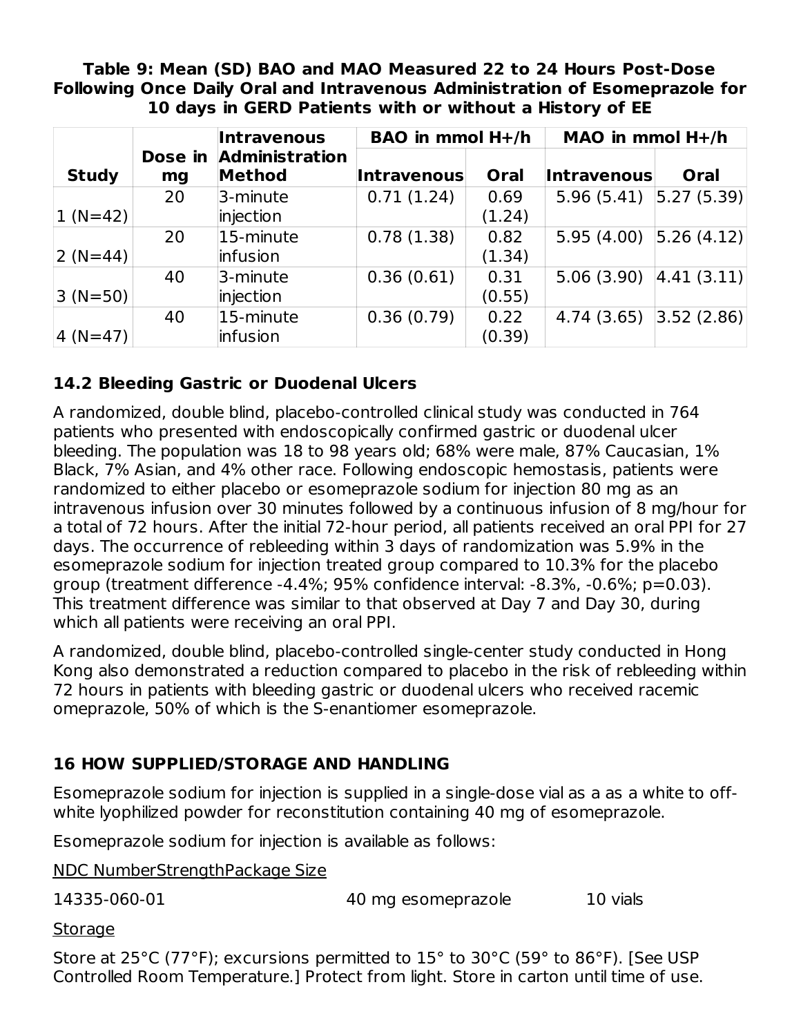**Table 9: Mean (SD) BAO and MAO Measured 22 to 24 Hours Post-Dose Following Once Daily Oral and Intravenous Administration of Esomeprazole for 10 days in GERD Patients with or without a History of EE**

| Study | Dose in mg | Intravenous Administration Method | BAO in mmol H+/h | | MAO in mmol H+/h | |
|---|---|---|---|---|---|---|
| | | | Intravenous | Oral | Intravenous | Oral |
| 1 (N=42) | 20 | 3-minute injection | 0.71 (1.24) | 0.69 (1.24) | 5.96 (5.41) | 5.27 (5.39) |
| 2 (N=44) | 20 | 15-minute infusion | 0.78 (1.38) | 0.82 (1.34) | 5.95 (4.00) | 5.26 (4.12) |
| 3 (N=50) | 40 | 3-minute injection | 0.36 (0.61) | 0.31 (0.55) | 5.06 (3.90) | 4.41 (3.11) |
| 4 (N=47) | 40 | 15-minute infusion | 0.36 (0.79) | 0.22 (0.39) | 4.74 (3.65) | 3.52 (2.86) |

## 14.2 Bleeding Gastric or Duodenal Ulcers

A randomized, double blind, placebo-controlled clinical study was conducted in 764 patients who presented with endoscopically confirmed gastric or duodenal ulcer bleeding. The population was 18 to 98 years old; 68% were male, 87% Caucasian, 1% Black, 7% Asian, and 4% other race. Following endoscopic hemostasis, patients were randomized to either placebo or esomeprazole sodium for injection 80 mg as an intravenous infusion over 30 minutes followed by a continuous infusion of 8 mg/hour for a total of 72 hours. After the initial 72-hour period, all patients received an oral PPI for 27 days. The occurrence of rebleeding within 3 days of randomization was 5.9% in the esomeprazole sodium for injection treated group compared to 10.3% for the placebo group (treatment difference -4.4%; 95% confidence interval: -8.3%, -0.6%; p=0.03). This treatment difference was similar to that observed at Day 7 and Day 30, during which all patients were receiving an oral PPI.

A randomized, double blind, placebo-controlled single-center study conducted in Hong Kong also demonstrated a reduction compared to placebo in the risk of rebleeding within 72 hours in patients with bleeding gastric or duodenal ulcers who received racemic omeprazole, 50% of which is the S-enantiomer esomeprazole.

## 16 HOW SUPPLIED/STORAGE AND HANDLING

Esomeprazole sodium for injection is supplied in a single-dose vial as a as a white to off-white lyophilized powder for reconstitution containing 40 mg of esomeprazole.

Esomeprazole sodium for injection is available as follows:

| NDC Number | Strength | Package Size |
|---|---|---|
| 14335-060-01 | 40 mg esomeprazole | 10 vials |

Storage

Store at 25°C (77°F); excursions permitted to 15° to 30°C (59° to 86°F). [See USP Controlled Room Temperature.] Protect from light. Store in carton until time of use.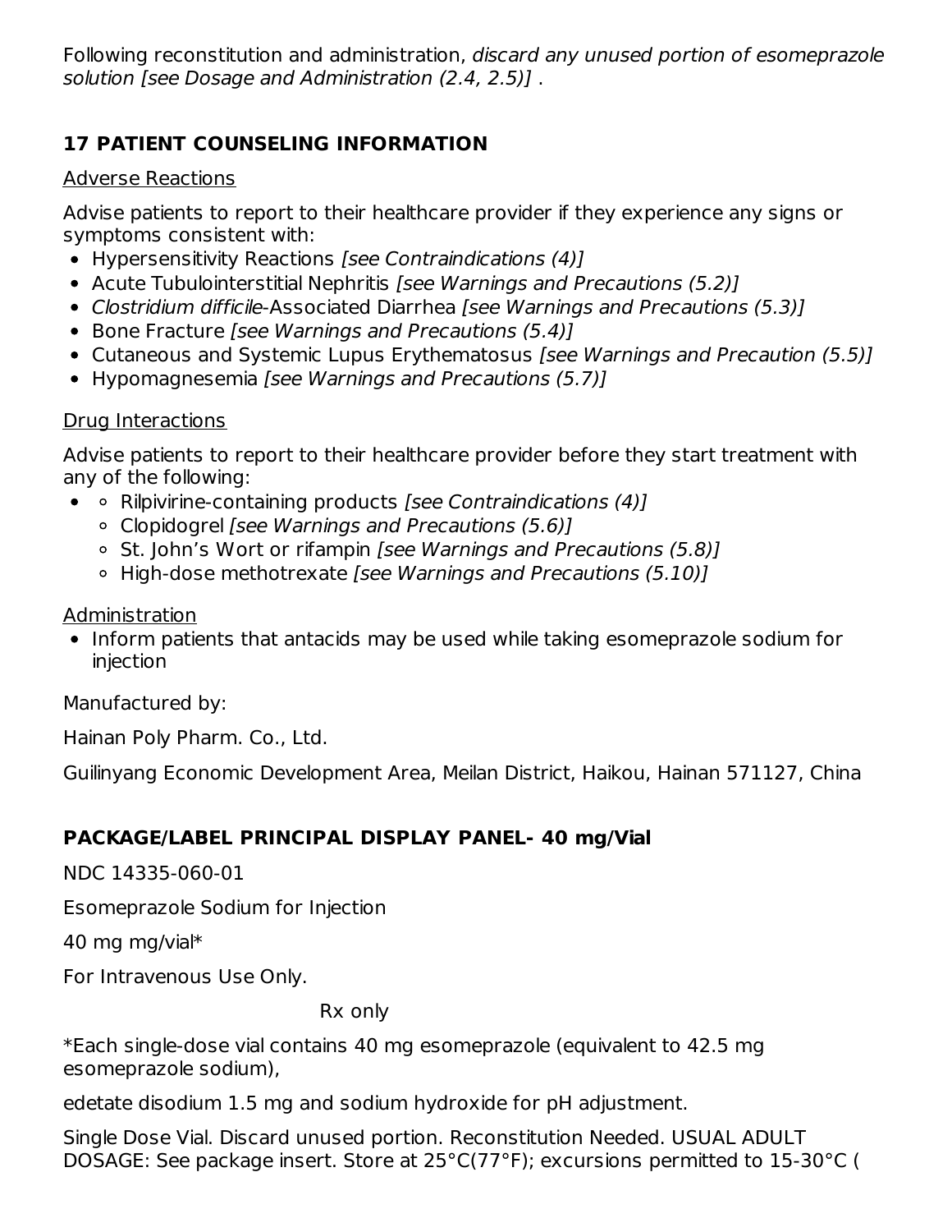Following reconstitution and administration, *discard any unused portion of esomeprazole solution [see Dosage and Administration (2.4, 2.5)]* .

## 17 PATIENT COUNSELING INFORMATION

Adverse Reactions

Advise patients to report to their healthcare provider if they experience any signs or symptoms consistent with:

- Hypersensitivity Reactions *[see Contraindications (4)]*
- Acute Tubulointerstitial Nephritis *[see Warnings and Precautions (5.2)]*
- *Clostridium difficile*-Associated Diarrhea *[see Warnings and Precautions (5.3)]*
- Bone Fracture *[see Warnings and Precautions (5.4)]*
- Cutaneous and Systemic Lupus Erythematosus *[see Warnings and Precaution (5.5)]*
- Hypomagnesemia *[see Warnings and Precautions (5.7)]*

Drug Interactions

Advise patients to report to their healthcare provider before they start treatment with any of the following:

- - Rilpivirine-containing products *[see Contraindications (4)]*
  - Clopidogrel *[see Warnings and Precautions (5.6)]*
  - St. John's Wort or rifampin *[see Warnings and Precautions (5.8)]*
  - High-dose methotrexate *[see Warnings and Precautions (5.10)]*

Administration

- Inform patients that antacids may be used while taking esomeprazole sodium for injection

Manufactured by:

Hainan Poly Pharm. Co., Ltd.

Guilinyang Economic Development Area, Meilan District, Haikou, Hainan 571127, China

## PACKAGE/LABEL PRINCIPAL DISPLAY PANEL- 40 mg/Vial

NDC 14335-060-01

Esomeprazole Sodium for Injection

40 mg mg/vial*

For Intravenous Use Only.

Rx only

*Each single-dose vial contains 40 mg esomeprazole (equivalent to 42.5 mg esomeprazole sodium),

edetate disodium 1.5 mg and sodium hydroxide for pH adjustment.

Single Dose Vial. Discard unused portion. Reconstitution Needed. USUAL ADULT DOSAGE: See package insert. Store at 25°C(77°F); excursions permitted to 15-30°C (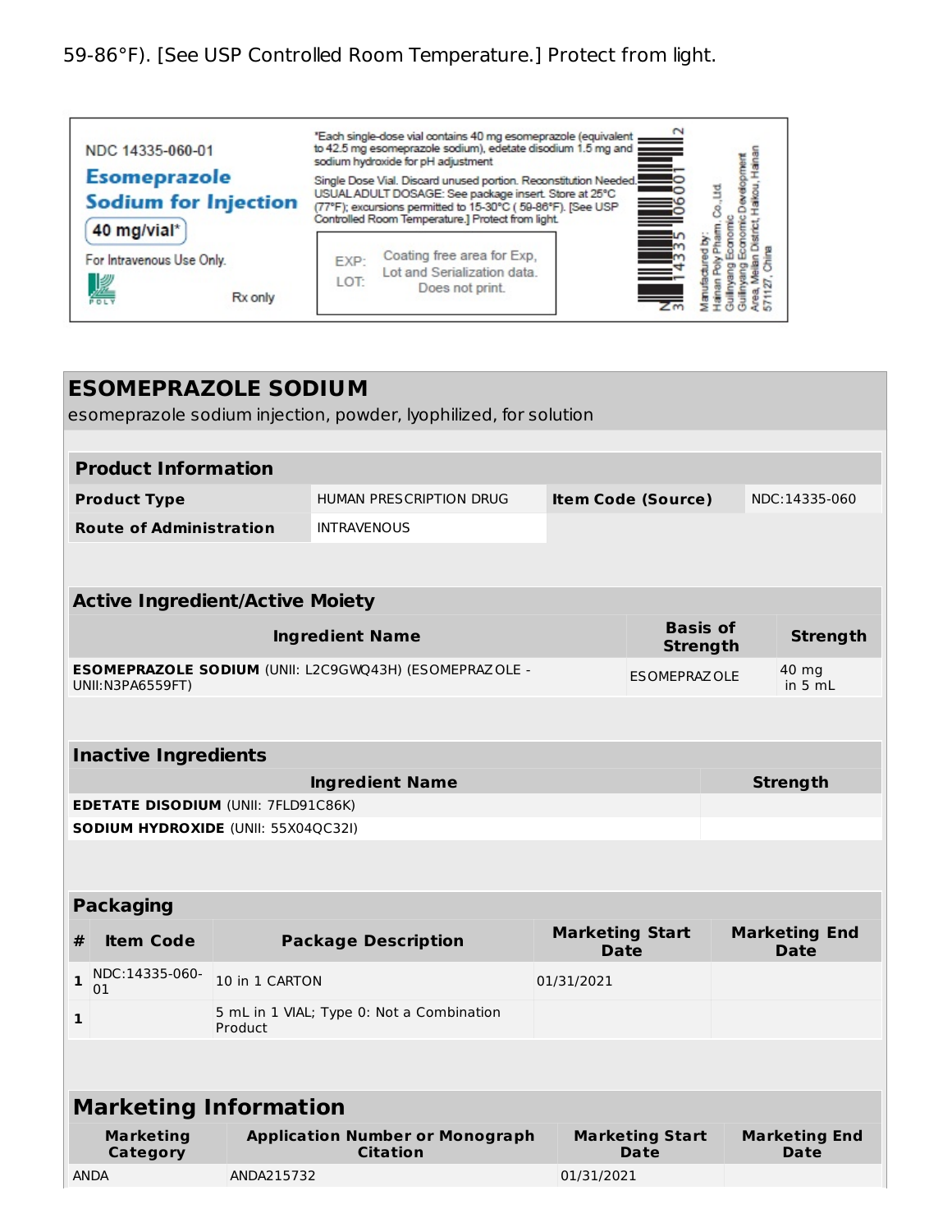59-86°F). [See USP Controlled Room Temperature.] Protect from light.

NDC 14335-060-01

**Esomeprazole Sodium for Injection**

40 mg/vial*

For Intravenous Use Only.

Rx only

*Each single-dose vial contains 40 mg esomeprazole (equivalent to 42.5 mg esomeprazole sodium), edetate disodium 1.5 mg and sodium hydroxide for pH adjustment

Single Dose Vial. Discard unused portion. Reconstitution Needed. USUAL ADULT DOSAGE: See package insert. Store at 25°C (77°F); excursions permitted to 15-30°C ( 59-86°F). [See USP Controlled Room Temperature.] Protect from light.

EXP:
LOT:

Coating free area for Exp, Lot and Serialization data. Does not print.

Manufactured by: Hainan Poly Pharm. Co., Ltd. Guilinyang Economic Development Area, Meilan District, Haikou, Hainan 571127, China

# ESOMEPRAZOLE SODIUM

esomeprazole sodium injection, powder, lyophilized, for solution

| **Product Information** | | | |
|---|---|---|---|
| **Product Type** | HUMAN PRESCRIPTION DRUG | **Item Code (Source)** | NDC:14335-060 |
| **Route of Administration** | INTRAVENOUS | | |

| **Active Ingredient/Active Moiety** | | |
|---|---|---|
| **Ingredient Name** | **Basis of Strength** | **Strength** |
| **ESOMEPRAZOLE SODIUM** (UNII: L2C9GWQ43H) (ESOMEPRAZOLE - UNII:N3PA6559FT) | ESOMEPRAZOLE | 40 mg in 5 mL |

| **Inactive Ingredients** | |
|---|---|
| **Ingredient Name** | **Strength** |
| **EDETATE DISODIUM** (UNII: 7FLD91C86K) | |
| **SODIUM HYDROXIDE** (UNII: 55X04QC32I) | |

| **Packaging** | | | | |
|---|---|---|---|---|
| **#** | **Item Code** | **Package Description** | **Marketing Start Date** | **Marketing End Date** |
| **1** | NDC:14335-060-01 | 10 in 1 CARTON | 01/31/2021 | |
| **1** | | 5 mL in 1 VIAL; Type 0: Not a Combination Product | | |

| **Marketing Information** | | | |
|---|---|---|---|
| **Marketing Category** | **Application Number or Monograph Citation** | **Marketing Start Date** | **Marketing End Date** |
| ANDA | ANDA215732 | 01/31/2021 | |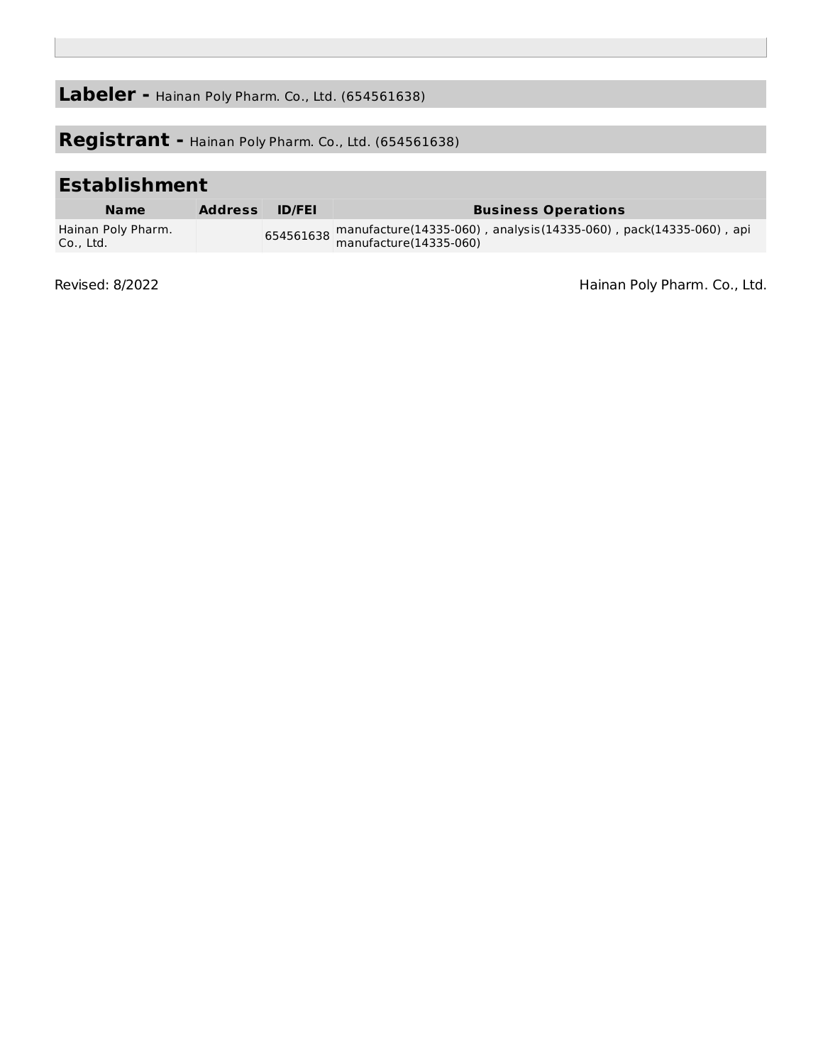## Labeler - Hainan Poly Pharm. Co., Ltd. (654561638)

## Registrant - Hainan Poly Pharm. Co., Ltd. (654561638)

## Establishment

| Name | Address | ID/FEI | Business Operations |
| --- | --- | --- | --- |
| Hainan Poly Pharm. Co., Ltd. | | 654561638 | manufacture(14335-060) , analysis(14335-060) , pack(14335-060) , api manufacture(14335-060) |

Revised: 8/2022

Hainan Poly Pharm. Co., Ltd.